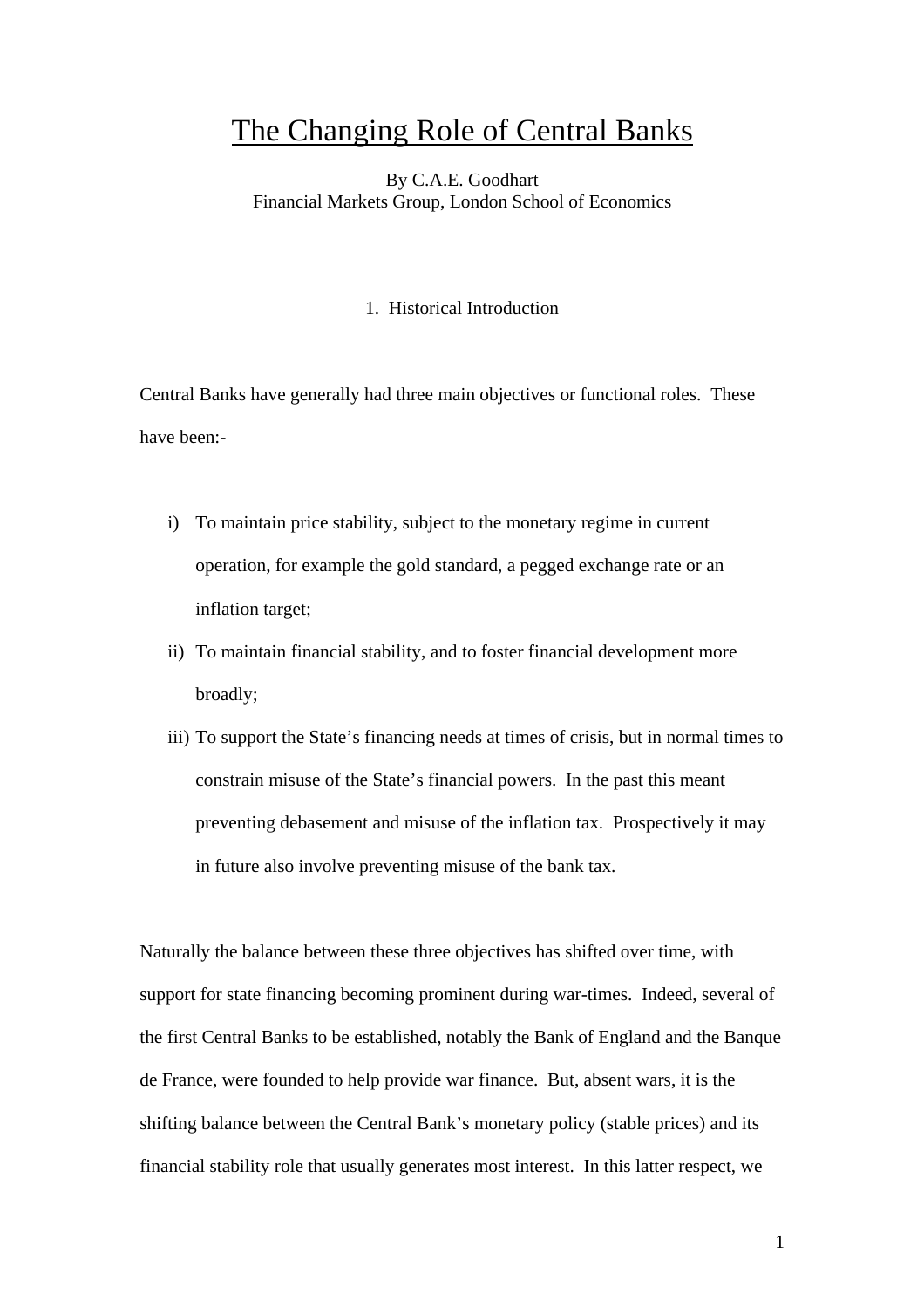# The Changing Role of Central Banks

By C.A.E. Goodhart
Financial Markets Group, London School of Economics

## 1. Historical Introduction

Central Banks have generally had three main objectives or functional roles. These have been:-

i) To maintain price stability, subject to the monetary regime in current operation, for example the gold standard, a pegged exchange rate or an inflation target;

ii) To maintain financial stability, and to foster financial development more broadly;

iii) To support the State's financing needs at times of crisis, but in normal times to constrain misuse of the State's financial powers. In the past this meant preventing debasement and misuse of the inflation tax. Prospectively it may in future also involve preventing misuse of the bank tax.

Naturally the balance between these three objectives has shifted over time, with support for state financing becoming prominent during war-times. Indeed, several of the first Central Banks to be established, notably the Bank of England and the Banque de France, were founded to help provide war finance. But, absent wars, it is the shifting balance between the Central Bank's monetary policy (stable prices) and its financial stability role that usually generates most interest. In this latter respect, we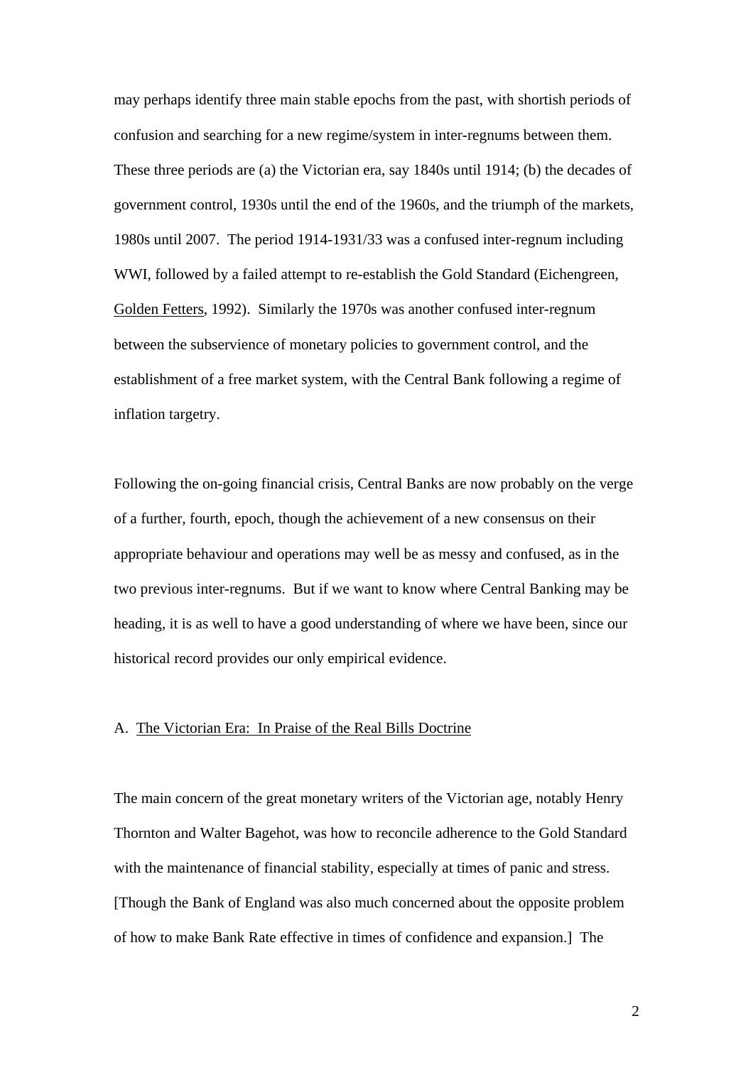may perhaps identify three main stable epochs from the past, with shortish periods of confusion and searching for a new regime/system in inter-regnums between them. These three periods are (a) the Victorian era, say 1840s until 1914; (b) the decades of government control, 1930s until the end of the 1960s, and the triumph of the markets, 1980s until 2007. The period 1914-1931/33 was a confused inter-regnum including WWI, followed by a failed attempt to re-establish the Gold Standard (Eichengreen, Golden Fetters, 1992). Similarly the 1970s was another confused inter-regnum between the subservience of monetary policies to government control, and the establishment of a free market system, with the Central Bank following a regime of inflation targetry.

Following the on-going financial crisis, Central Banks are now probably on the verge of a further, fourth, epoch, though the achievement of a new consensus on their appropriate behaviour and operations may well be as messy and confused, as in the two previous inter-regnums. But if we want to know where Central Banking may be heading, it is as well to have a good understanding of where we have been, since our historical record provides our only empirical evidence.

## A. The Victorian Era: In Praise of the Real Bills Doctrine

The main concern of the great monetary writers of the Victorian age, notably Henry Thornton and Walter Bagehot, was how to reconcile adherence to the Gold Standard with the maintenance of financial stability, especially at times of panic and stress. [Though the Bank of England was also much concerned about the opposite problem of how to make Bank Rate effective in times of confidence and expansion.] The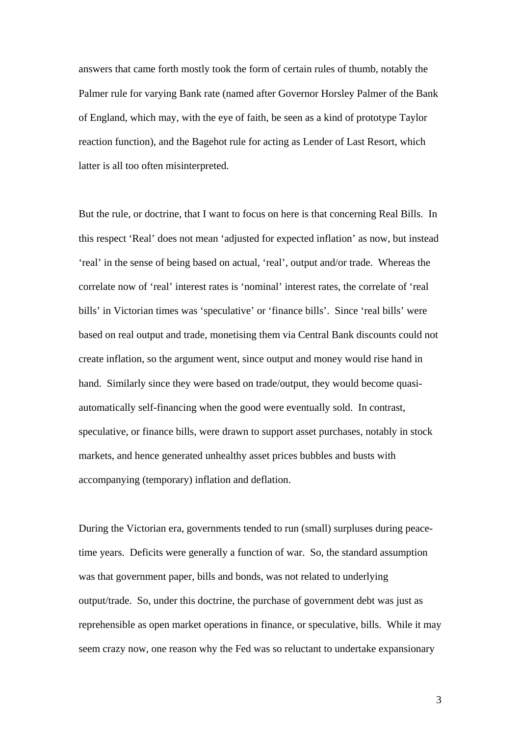answers that came forth mostly took the form of certain rules of thumb, notably the Palmer rule for varying Bank rate (named after Governor Horsley Palmer of the Bank of England, which may, with the eye of faith, be seen as a kind of prototype Taylor reaction function), and the Bagehot rule for acting as Lender of Last Resort, which latter is all too often misinterpreted.

But the rule, or doctrine, that I want to focus on here is that concerning Real Bills. In this respect 'Real' does not mean 'adjusted for expected inflation' as now, but instead 'real' in the sense of being based on actual, 'real', output and/or trade. Whereas the correlate now of 'real' interest rates is 'nominal' interest rates, the correlate of 'real bills' in Victorian times was 'speculative' or 'finance bills'. Since 'real bills' were based on real output and trade, monetising them via Central Bank discounts could not create inflation, so the argument went, since output and money would rise hand in hand. Similarly since they were based on trade/output, they would become quasi-automatically self-financing when the good were eventually sold. In contrast, speculative, or finance bills, were drawn to support asset purchases, notably in stock markets, and hence generated unhealthy asset prices bubbles and busts with accompanying (temporary) inflation and deflation.

During the Victorian era, governments tended to run (small) surpluses during peace-time years. Deficits were generally a function of war. So, the standard assumption was that government paper, bills and bonds, was not related to underlying output/trade. So, under this doctrine, the purchase of government debt was just as reprehensible as open market operations in finance, or speculative, bills. While it may seem crazy now, one reason why the Fed was so reluctant to undertake expansionary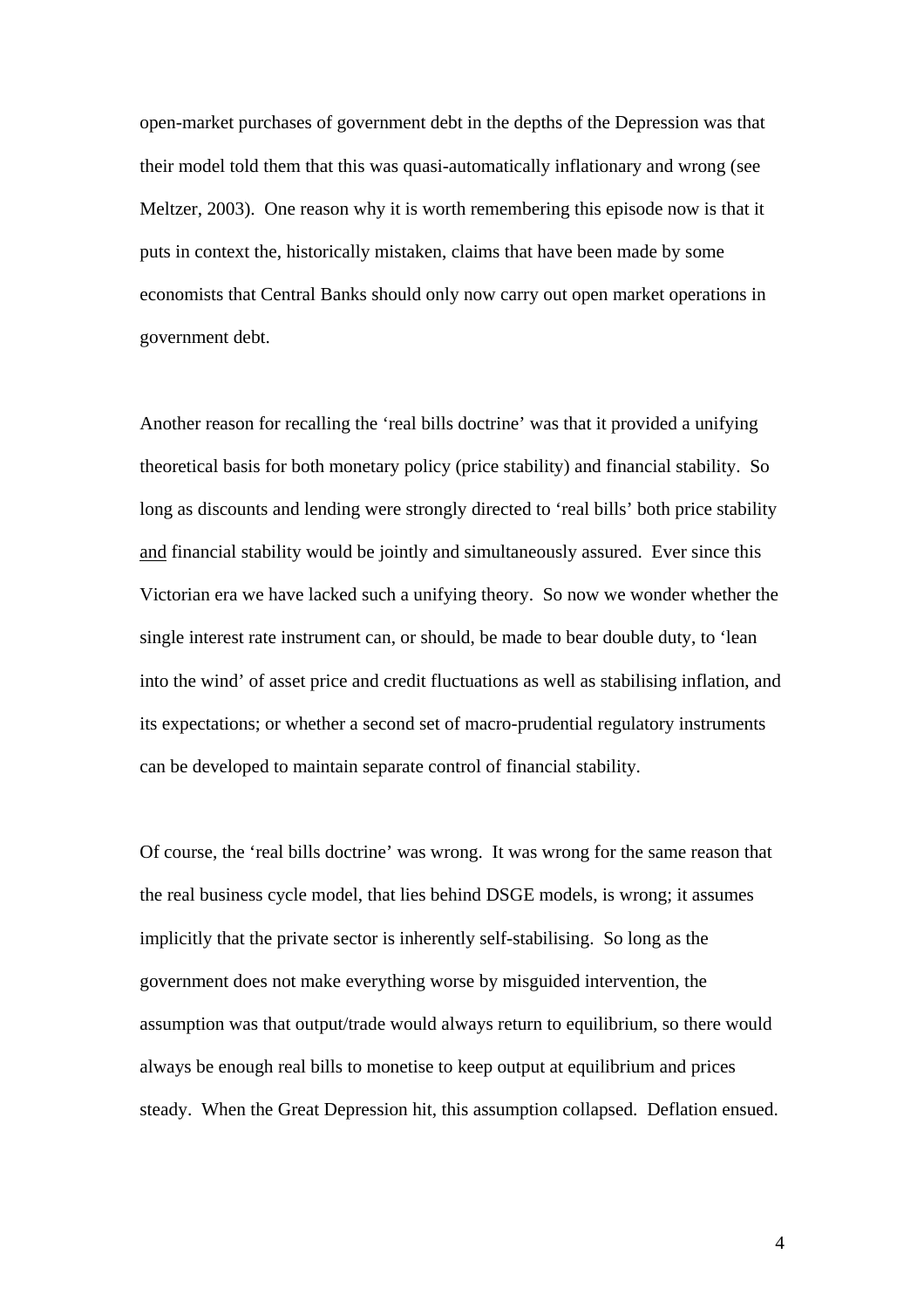open-market purchases of government debt in the depths of the Depression was that their model told them that this was quasi-automatically inflationary and wrong (see Meltzer, 2003). One reason why it is worth remembering this episode now is that it puts in context the, historically mistaken, claims that have been made by some economists that Central Banks should only now carry out open market operations in government debt.

Another reason for recalling the 'real bills doctrine' was that it provided a unifying theoretical basis for both monetary policy (price stability) and financial stability. So long as discounts and lending were strongly directed to 'real bills' both price stability <u>and</u> financial stability would be jointly and simultaneously assured. Ever since this Victorian era we have lacked such a unifying theory. So now we wonder whether the single interest rate instrument can, or should, be made to bear double duty, to 'lean into the wind' of asset price and credit fluctuations as well as stabilising inflation, and its expectations; or whether a second set of macro-prudential regulatory instruments can be developed to maintain separate control of financial stability.

Of course, the 'real bills doctrine' was wrong. It was wrong for the same reason that the real business cycle model, that lies behind DSGE models, is wrong; it assumes implicitly that the private sector is inherently self-stabilising. So long as the government does not make everything worse by misguided intervention, the assumption was that output/trade would always return to equilibrium, so there would always be enough real bills to monetise to keep output at equilibrium and prices steady. When the Great Depression hit, this assumption collapsed. Deflation ensued.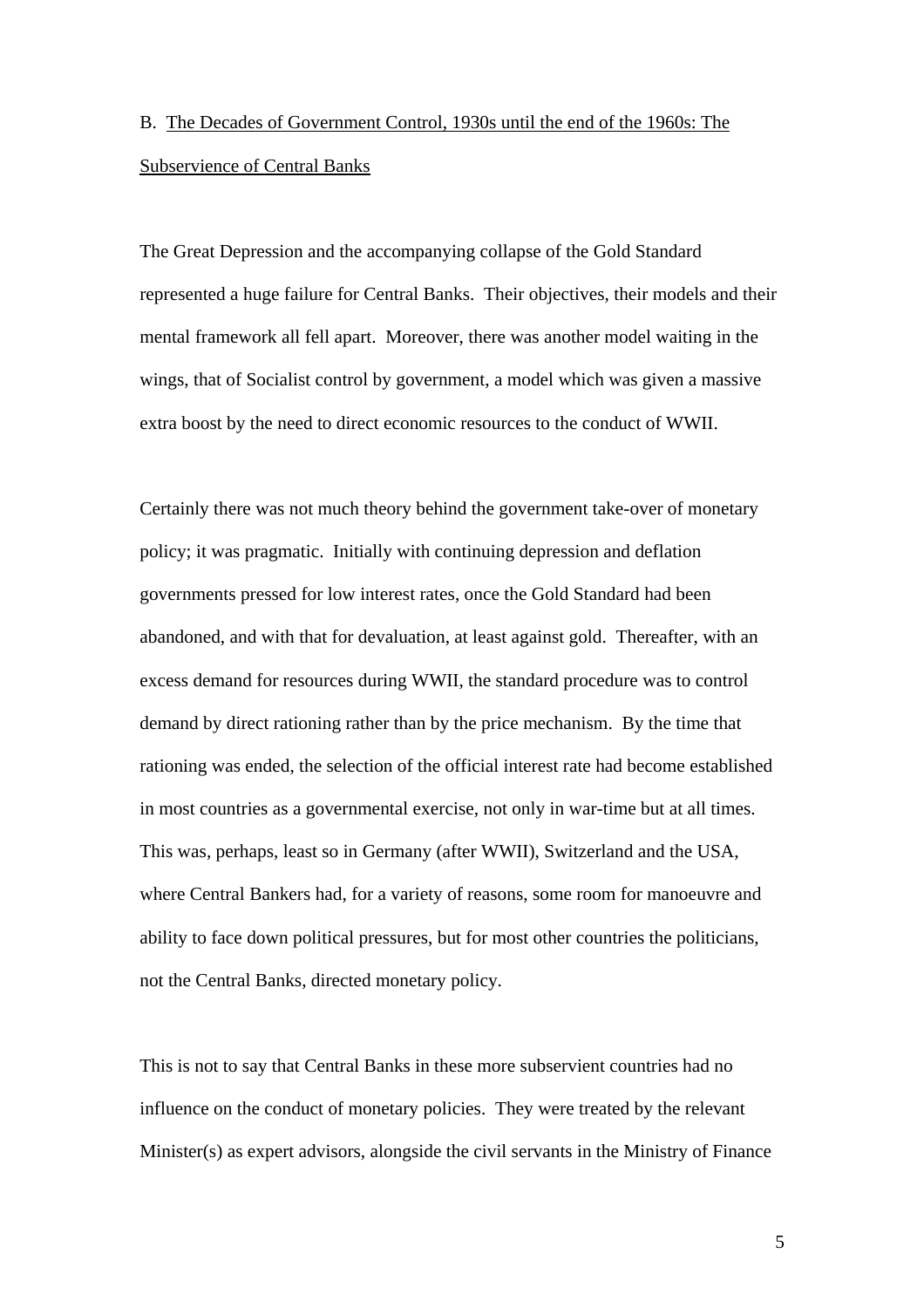## B. The Decades of Government Control, 1930s until the end of the 1960s: The Subservience of Central Banks

The Great Depression and the accompanying collapse of the Gold Standard represented a huge failure for Central Banks. Their objectives, their models and their mental framework all fell apart. Moreover, there was another model waiting in the wings, that of Socialist control by government, a model which was given a massive extra boost by the need to direct economic resources to the conduct of WWII.

Certainly there was not much theory behind the government take-over of monetary policy; it was pragmatic. Initially with continuing depression and deflation governments pressed for low interest rates, once the Gold Standard had been abandoned, and with that for devaluation, at least against gold. Thereafter, with an excess demand for resources during WWII, the standard procedure was to control demand by direct rationing rather than by the price mechanism. By the time that rationing was ended, the selection of the official interest rate had become established in most countries as a governmental exercise, not only in war-time but at all times. This was, perhaps, least so in Germany (after WWII), Switzerland and the USA, where Central Bankers had, for a variety of reasons, some room for manoeuvre and ability to face down political pressures, but for most other countries the politicians, not the Central Banks, directed monetary policy.

This is not to say that Central Banks in these more subservient countries had no influence on the conduct of monetary policies. They were treated by the relevant Minister(s) as expert advisors, alongside the civil servants in the Ministry of Finance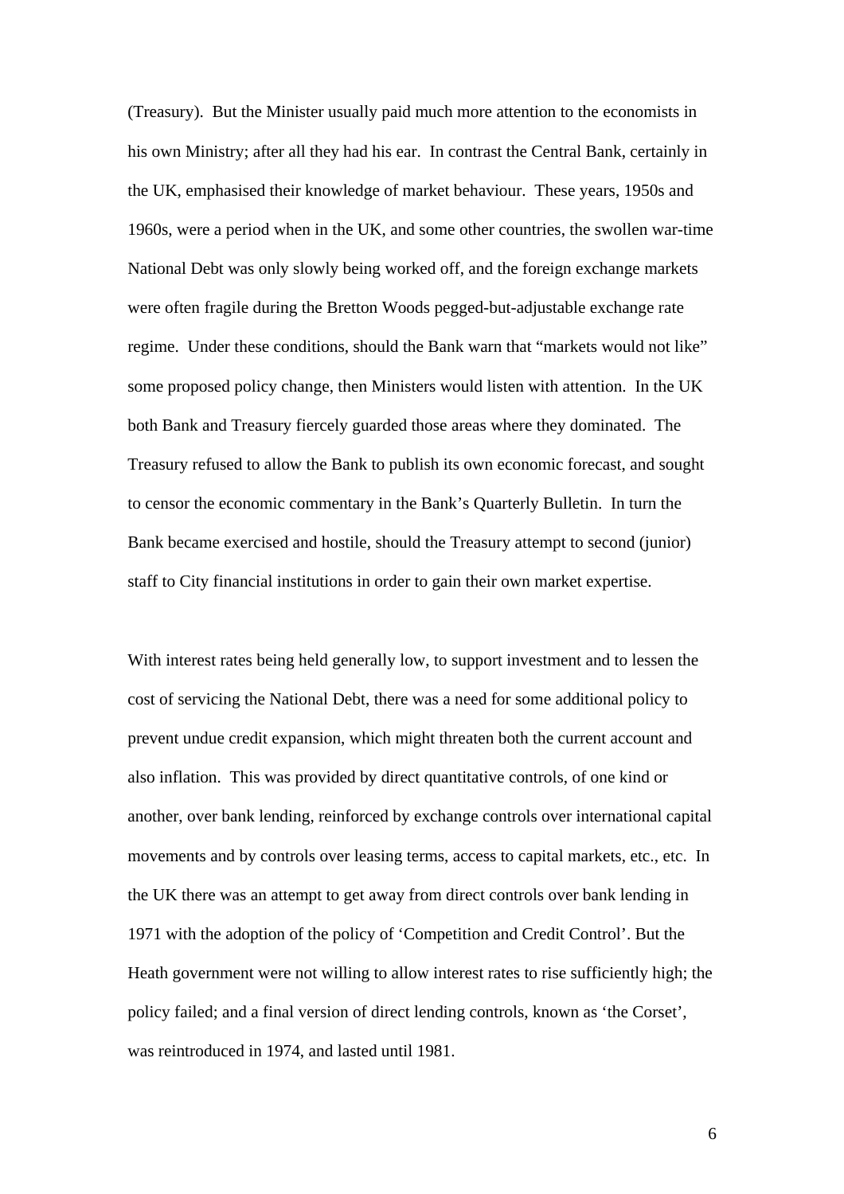(Treasury). But the Minister usually paid much more attention to the economists in his own Ministry; after all they had his ear. In contrast the Central Bank, certainly in the UK, emphasised their knowledge of market behaviour. These years, 1950s and 1960s, were a period when in the UK, and some other countries, the swollen war-time National Debt was only slowly being worked off, and the foreign exchange markets were often fragile during the Bretton Woods pegged-but-adjustable exchange rate regime. Under these conditions, should the Bank warn that "markets would not like" some proposed policy change, then Ministers would listen with attention. In the UK both Bank and Treasury fiercely guarded those areas where they dominated. The Treasury refused to allow the Bank to publish its own economic forecast, and sought to censor the economic commentary in the Bank's Quarterly Bulletin. In turn the Bank became exercised and hostile, should the Treasury attempt to second (junior) staff to City financial institutions in order to gain their own market expertise.

With interest rates being held generally low, to support investment and to lessen the cost of servicing the National Debt, there was a need for some additional policy to prevent undue credit expansion, which might threaten both the current account and also inflation. This was provided by direct quantitative controls, of one kind or another, over bank lending, reinforced by exchange controls over international capital movements and by controls over leasing terms, access to capital markets, etc., etc. In the UK there was an attempt to get away from direct controls over bank lending in 1971 with the adoption of the policy of 'Competition and Credit Control'. But the Heath government were not willing to allow interest rates to rise sufficiently high; the policy failed; and a final version of direct lending controls, known as 'the Corset', was reintroduced in 1974, and lasted until 1981.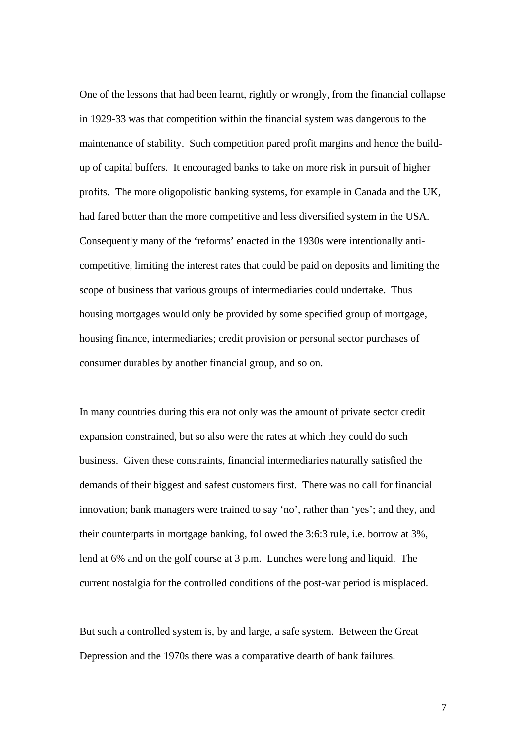One of the lessons that had been learnt, rightly or wrongly, from the financial collapse in 1929-33 was that competition within the financial system was dangerous to the maintenance of stability. Such competition pared profit margins and hence the build-up of capital buffers. It encouraged banks to take on more risk in pursuit of higher profits. The more oligopolistic banking systems, for example in Canada and the UK, had fared better than the more competitive and less diversified system in the USA. Consequently many of the 'reforms' enacted in the 1930s were intentionally anti-competitive, limiting the interest rates that could be paid on deposits and limiting the scope of business that various groups of intermediaries could undertake. Thus housing mortgages would only be provided by some specified group of mortgage, housing finance, intermediaries; credit provision or personal sector purchases of consumer durables by another financial group, and so on.

In many countries during this era not only was the amount of private sector credit expansion constrained, but so also were the rates at which they could do such business. Given these constraints, financial intermediaries naturally satisfied the demands of their biggest and safest customers first. There was no call for financial innovation; bank managers were trained to say 'no', rather than 'yes'; and they, and their counterparts in mortgage banking, followed the 3:6:3 rule, i.e. borrow at 3%, lend at 6% and on the golf course at 3 p.m. Lunches were long and liquid. The current nostalgia for the controlled conditions of the post-war period is misplaced.

But such a controlled system is, by and large, a safe system. Between the Great Depression and the 1970s there was a comparative dearth of bank failures.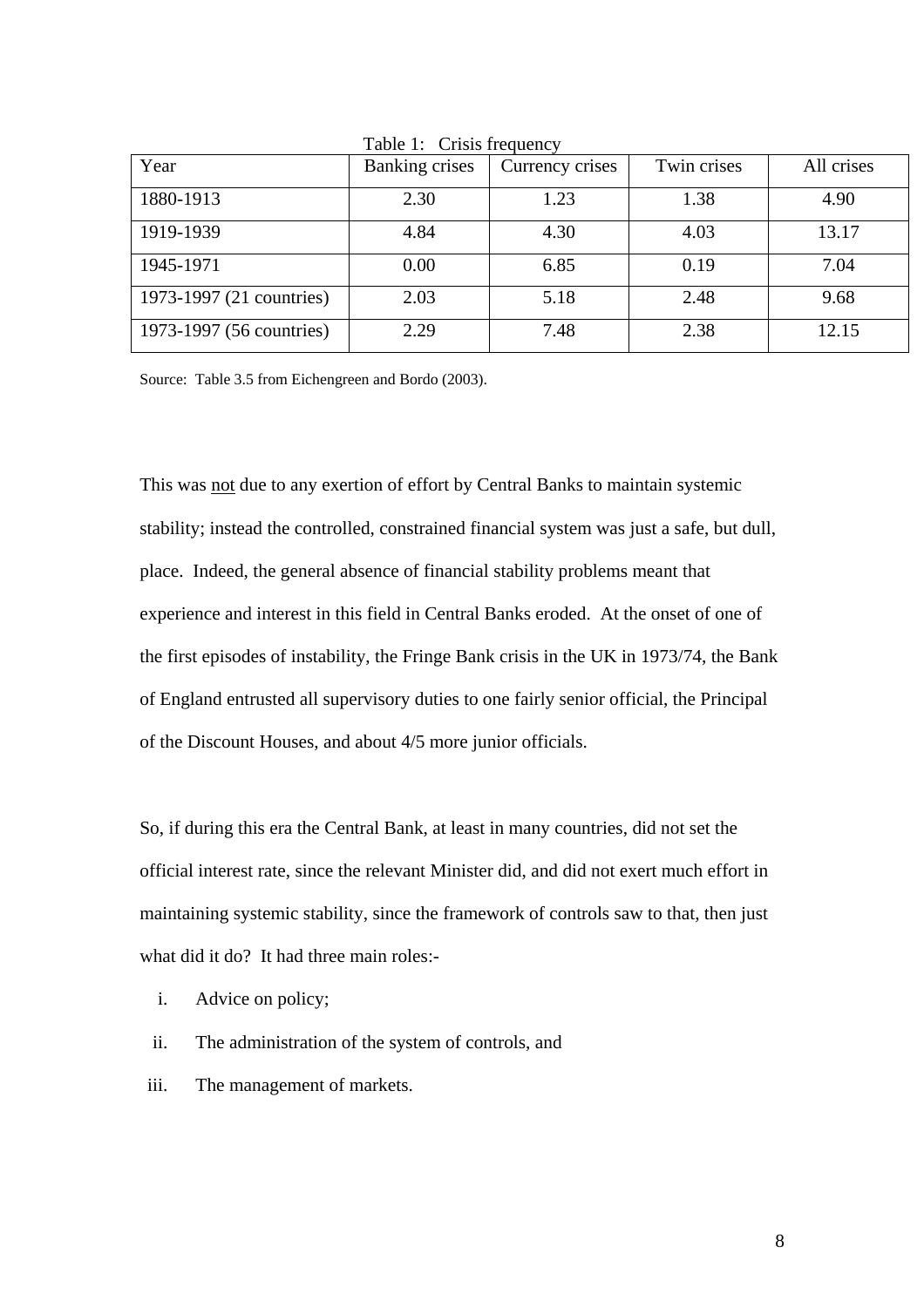Table 1: Crisis frequency

| Year | Banking crises | Currency crises | Twin crises | All crises |
|---|---|---|---|---|
| 1880-1913 | 2.30 | 1.23 | 1.38 | 4.90 |
| 1919-1939 | 4.84 | 4.30 | 4.03 | 13.17 |
| 1945-1971 | 0.00 | 6.85 | 0.19 | 7.04 |
| 1973-1997 (21 countries) | 2.03 | 5.18 | 2.48 | 9.68 |
| 1973-1997 (56 countries) | 2.29 | 7.48 | 2.38 | 12.15 |

Source: Table 3.5 from Eichengreen and Bordo (2003).

This was not due to any exertion of effort by Central Banks to maintain systemic stability; instead the controlled, constrained financial system was just a safe, but dull, place. Indeed, the general absence of financial stability problems meant that experience and interest in this field in Central Banks eroded. At the onset of one of the first episodes of instability, the Fringe Bank crisis in the UK in 1973/74, the Bank of England entrusted all supervisory duties to one fairly senior official, the Principal of the Discount Houses, and about 4/5 more junior officials.

So, if during this era the Central Bank, at least in many countries, did not set the official interest rate, since the relevant Minister did, and did not exert much effort in maintaining systemic stability, since the framework of controls saw to that, then just what did it do? It had three main roles:-

i. Advice on policy;

ii. The administration of the system of controls, and

iii. The management of markets.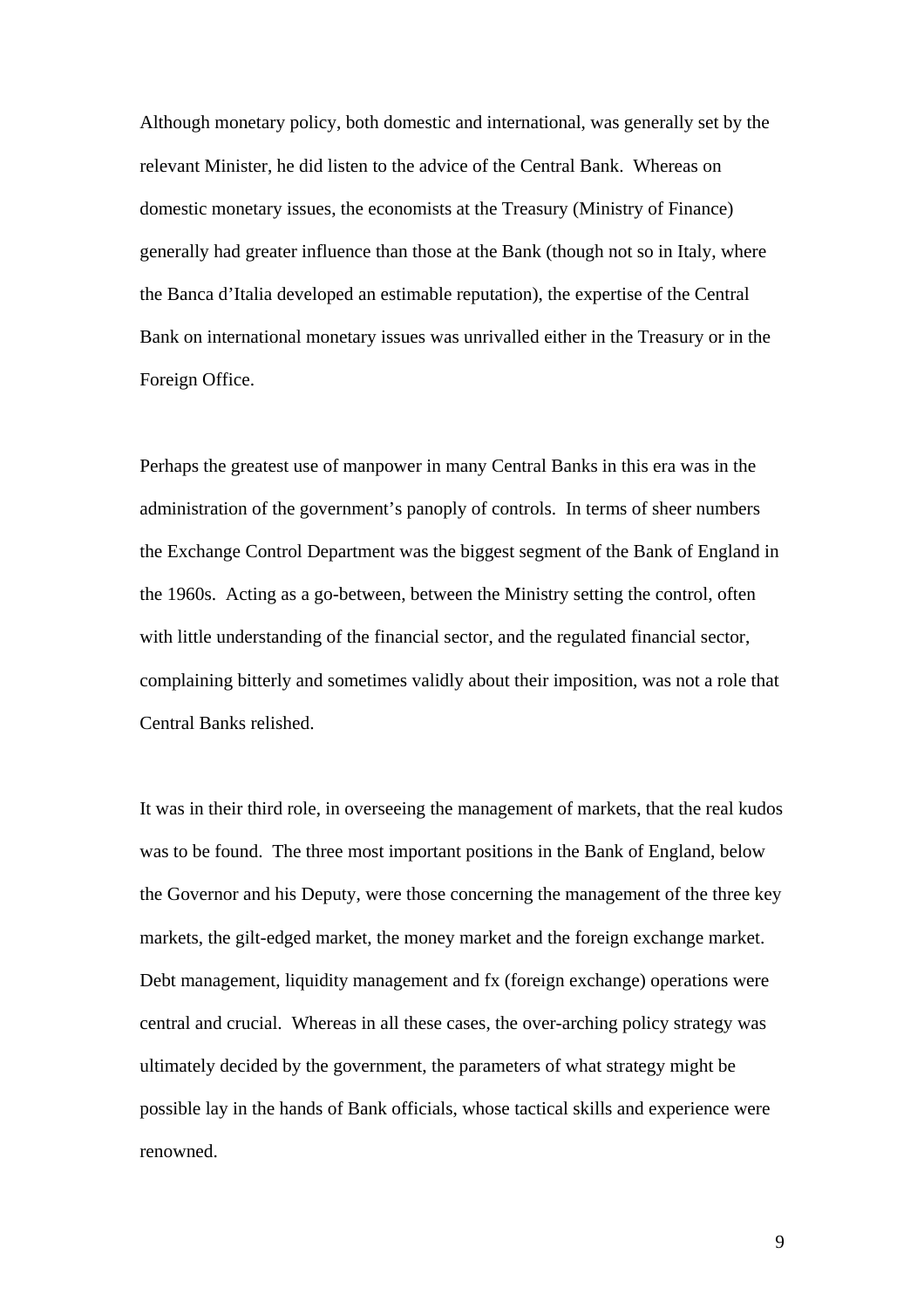Although monetary policy, both domestic and international, was generally set by the relevant Minister, he did listen to the advice of the Central Bank. Whereas on domestic monetary issues, the economists at the Treasury (Ministry of Finance) generally had greater influence than those at the Bank (though not so in Italy, where the Banca d'Italia developed an estimable reputation), the expertise of the Central Bank on international monetary issues was unrivalled either in the Treasury or in the Foreign Office.

Perhaps the greatest use of manpower in many Central Banks in this era was in the administration of the government's panoply of controls. In terms of sheer numbers the Exchange Control Department was the biggest segment of the Bank of England in the 1960s. Acting as a go-between, between the Ministry setting the control, often with little understanding of the financial sector, and the regulated financial sector, complaining bitterly and sometimes validly about their imposition, was not a role that Central Banks relished.

It was in their third role, in overseeing the management of markets, that the real kudos was to be found. The three most important positions in the Bank of England, below the Governor and his Deputy, were those concerning the management of the three key markets, the gilt-edged market, the money market and the foreign exchange market. Debt management, liquidity management and fx (foreign exchange) operations were central and crucial. Whereas in all these cases, the over-arching policy strategy was ultimately decided by the government, the parameters of what strategy might be possible lay in the hands of Bank officials, whose tactical skills and experience were renowned.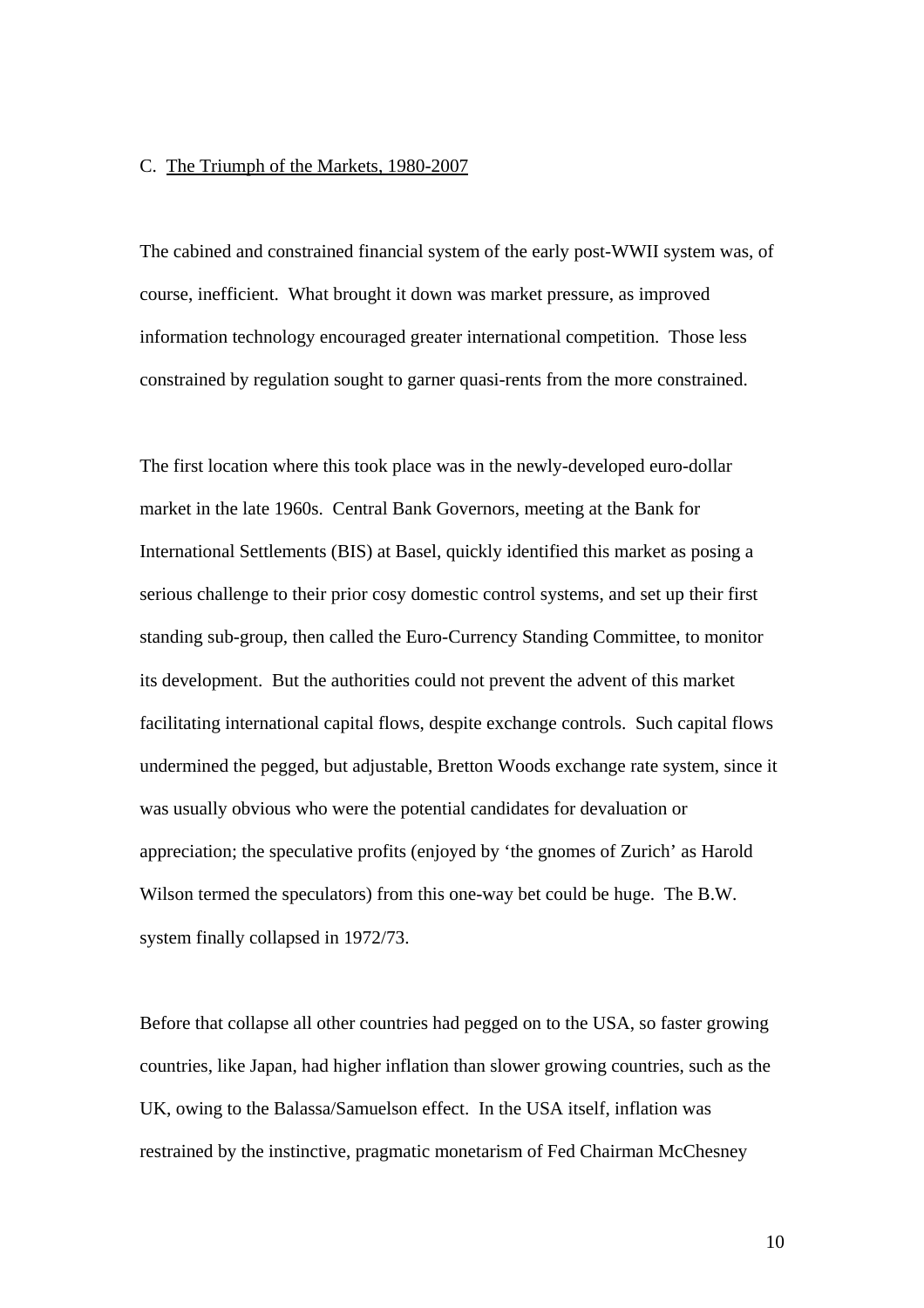### C. <u>The Triumph of the Markets, 1980-2007</u>

The cabined and constrained financial system of the early post-WWII system was, of course, inefficient. What brought it down was market pressure, as improved information technology encouraged greater international competition. Those less constrained by regulation sought to garner quasi-rents from the more constrained.

The first location where this took place was in the newly-developed euro-dollar market in the late 1960s. Central Bank Governors, meeting at the Bank for International Settlements (BIS) at Basel, quickly identified this market as posing a serious challenge to their prior cosy domestic control systems, and set up their first standing sub-group, then called the Euro-Currency Standing Committee, to monitor its development. But the authorities could not prevent the advent of this market facilitating international capital flows, despite exchange controls. Such capital flows undermined the pegged, but adjustable, Bretton Woods exchange rate system, since it was usually obvious who were the potential candidates for devaluation or appreciation; the speculative profits (enjoyed by 'the gnomes of Zurich' as Harold Wilson termed the speculators) from this one-way bet could be huge. The B.W. system finally collapsed in 1972/73.

Before that collapse all other countries had pegged on to the USA, so faster growing countries, like Japan, had higher inflation than slower growing countries, such as the UK, owing to the Balassa/Samuelson effect. In the USA itself, inflation was restrained by the instinctive, pragmatic monetarism of Fed Chairman McChesney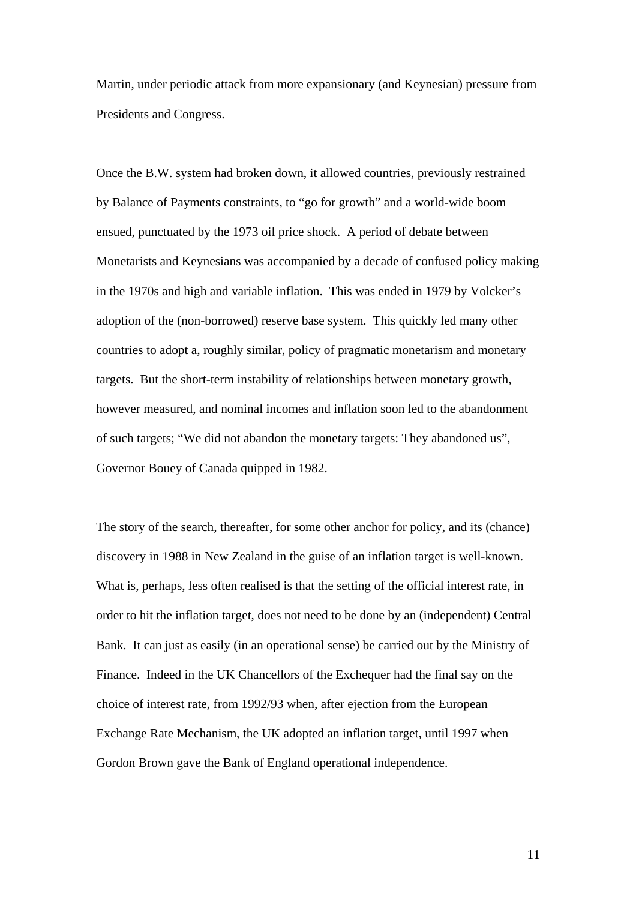Martin, under periodic attack from more expansionary (and Keynesian) pressure from Presidents and Congress.

Once the B.W. system had broken down, it allowed countries, previously restrained by Balance of Payments constraints, to "go for growth" and a world-wide boom ensued, punctuated by the 1973 oil price shock. A period of debate between Monetarists and Keynesians was accompanied by a decade of confused policy making in the 1970s and high and variable inflation. This was ended in 1979 by Volcker's adoption of the (non-borrowed) reserve base system. This quickly led many other countries to adopt a, roughly similar, policy of pragmatic monetarism and monetary targets. But the short-term instability of relationships between monetary growth, however measured, and nominal incomes and inflation soon led to the abandonment of such targets; "We did not abandon the monetary targets: They abandoned us", Governor Bouey of Canada quipped in 1982.

The story of the search, thereafter, for some other anchor for policy, and its (chance) discovery in 1988 in New Zealand in the guise of an inflation target is well-known. What is, perhaps, less often realised is that the setting of the official interest rate, in order to hit the inflation target, does not need to be done by an (independent) Central Bank. It can just as easily (in an operational sense) be carried out by the Ministry of Finance. Indeed in the UK Chancellors of the Exchequer had the final say on the choice of interest rate, from 1992/93 when, after ejection from the European Exchange Rate Mechanism, the UK adopted an inflation target, until 1997 when Gordon Brown gave the Bank of England operational independence.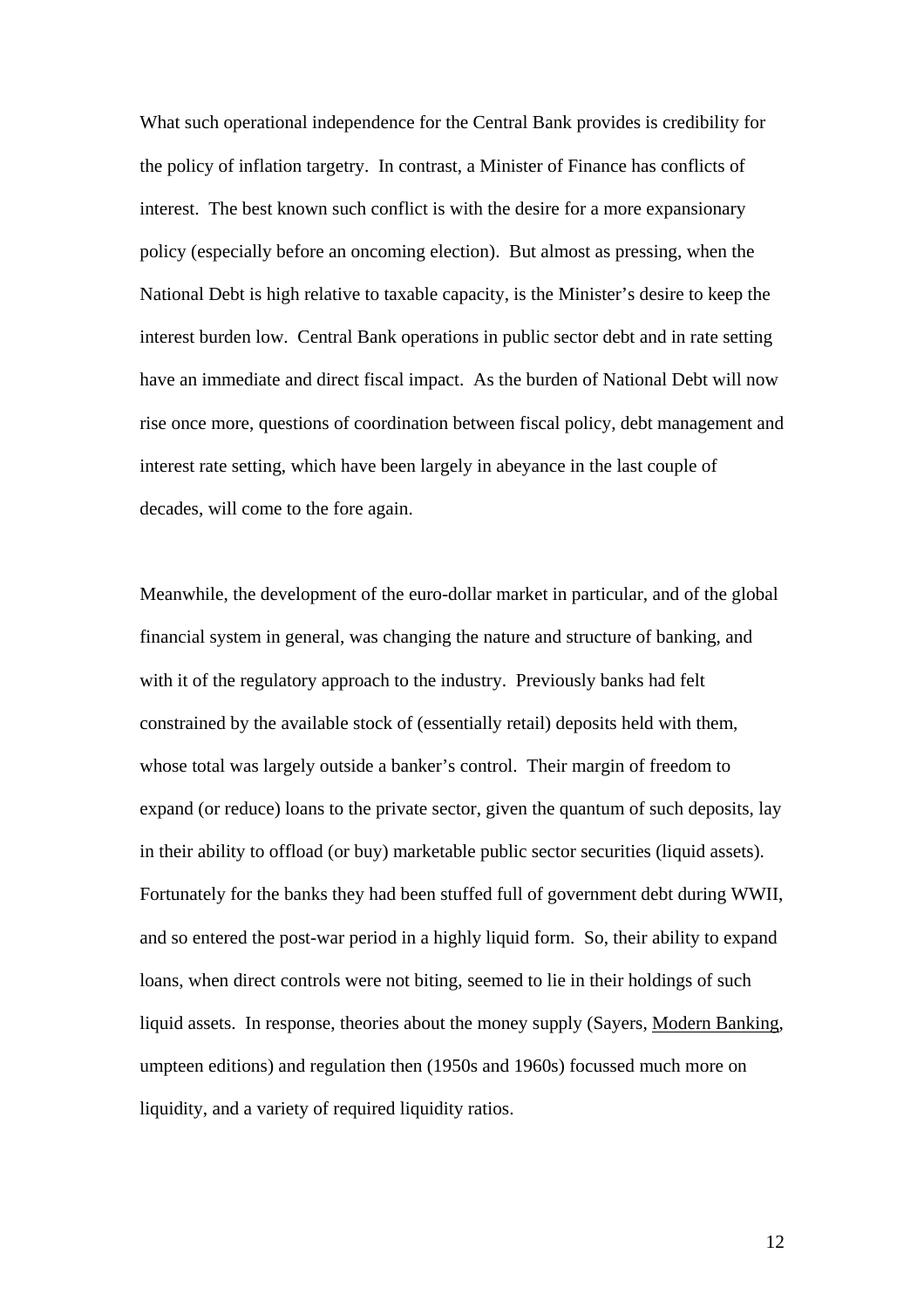What such operational independence for the Central Bank provides is credibility for the policy of inflation targetry. In contrast, a Minister of Finance has conflicts of interest. The best known such conflict is with the desire for a more expansionary policy (especially before an oncoming election). But almost as pressing, when the National Debt is high relative to taxable capacity, is the Minister's desire to keep the interest burden low. Central Bank operations in public sector debt and in rate setting have an immediate and direct fiscal impact. As the burden of National Debt will now rise once more, questions of coordination between fiscal policy, debt management and interest rate setting, which have been largely in abeyance in the last couple of decades, will come to the fore again.

Meanwhile, the development of the euro-dollar market in particular, and of the global financial system in general, was changing the nature and structure of banking, and with it of the regulatory approach to the industry. Previously banks had felt constrained by the available stock of (essentially retail) deposits held with them, whose total was largely outside a banker's control. Their margin of freedom to expand (or reduce) loans to the private sector, given the quantum of such deposits, lay in their ability to offload (or buy) marketable public sector securities (liquid assets). Fortunately for the banks they had been stuffed full of government debt during WWII, and so entered the post-war period in a highly liquid form. So, their ability to expand loans, when direct controls were not biting, seemed to lie in their holdings of such liquid assets. In response, theories about the money supply (Sayers, Modern Banking, umpteen editions) and regulation then (1950s and 1960s) focussed much more on liquidity, and a variety of required liquidity ratios.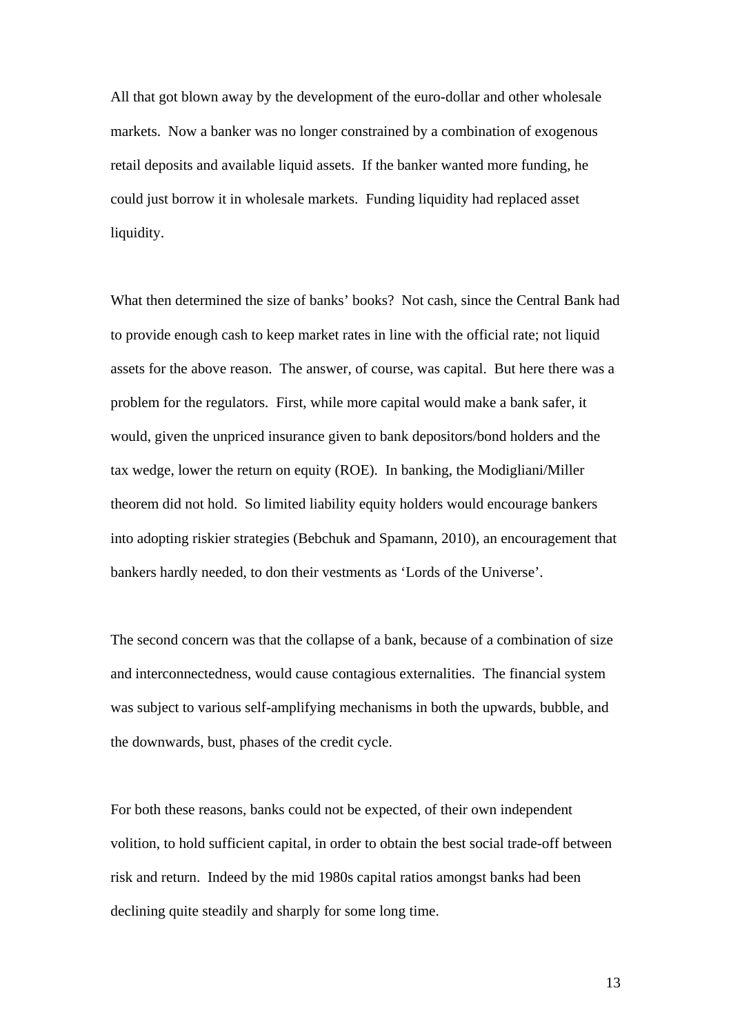All that got blown away by the development of the euro-dollar and other wholesale markets. Now a banker was no longer constrained by a combination of exogenous retail deposits and available liquid assets. If the banker wanted more funding, he could just borrow it in wholesale markets. Funding liquidity had replaced asset liquidity.

What then determined the size of banks' books? Not cash, since the Central Bank had to provide enough cash to keep market rates in line with the official rate; not liquid assets for the above reason. The answer, of course, was capital. But here there was a problem for the regulators. First, while more capital would make a bank safer, it would, given the unpriced insurance given to bank depositors/bond holders and the tax wedge, lower the return on equity (ROE). In banking, the Modigliani/Miller theorem did not hold. So limited liability equity holders would encourage bankers into adopting riskier strategies (Bebchuk and Spamann, 2010), an encouragement that bankers hardly needed, to don their vestments as 'Lords of the Universe'.

The second concern was that the collapse of a bank, because of a combination of size and interconnectedness, would cause contagious externalities. The financial system was subject to various self-amplifying mechanisms in both the upwards, bubble, and the downwards, bust, phases of the credit cycle.

For both these reasons, banks could not be expected, of their own independent volition, to hold sufficient capital, in order to obtain the best social trade-off between risk and return. Indeed by the mid 1980s capital ratios amongst banks had been declining quite steadily and sharply for some long time.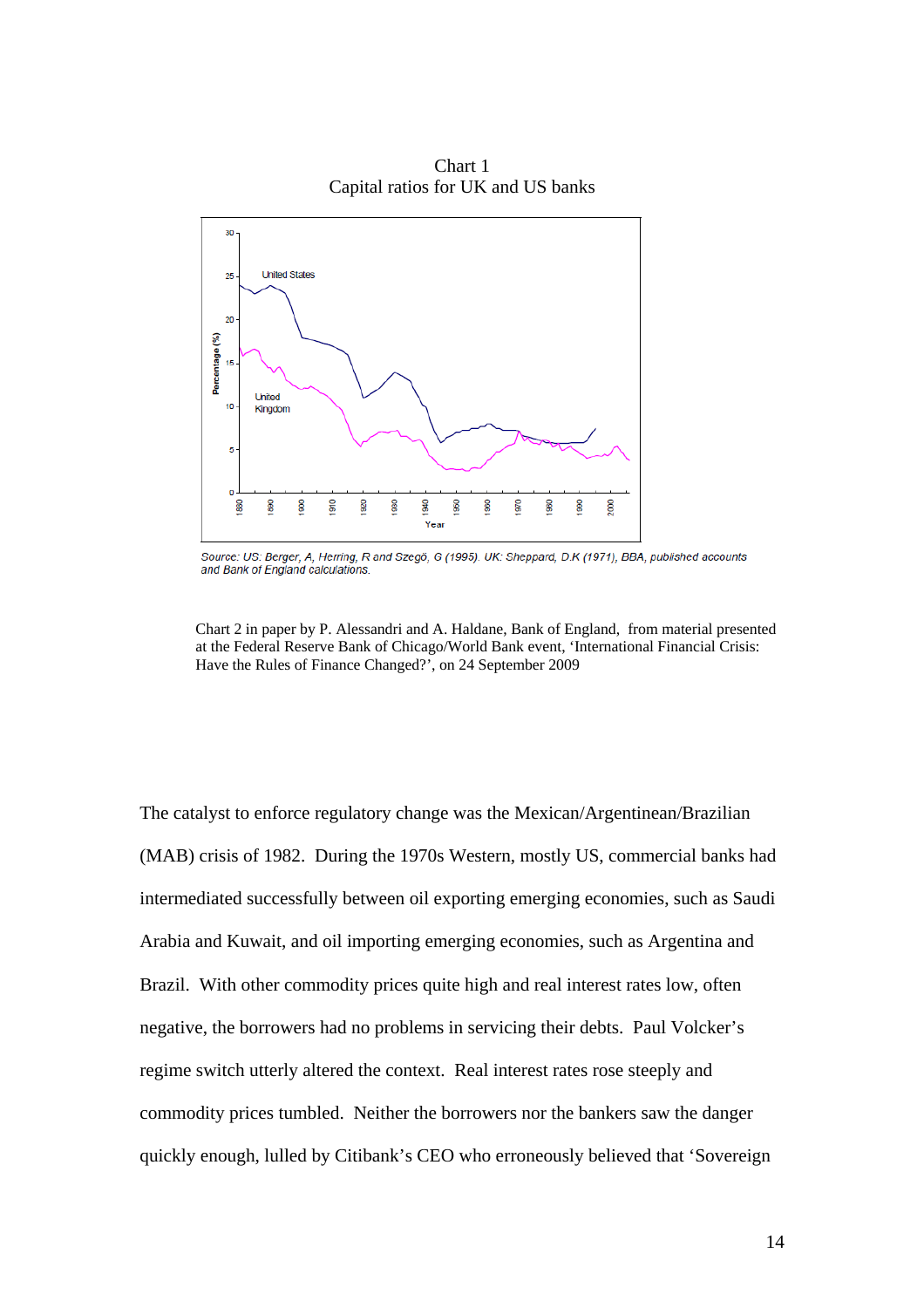Chart 1
Capital ratios for UK and US banks

*Source: US: Berger, A, Herring, R and Szegö, G (1995). UK: Sheppard, D.K (1971), BBA, published accounts and Bank of England calculations.*

Chart 2 in paper by P. Alessandri and A. Haldane, Bank of England, from material presented at the Federal Reserve Bank of Chicago/World Bank event, 'International Financial Crisis: Have the Rules of Finance Changed?', on 24 September 2009

The catalyst to enforce regulatory change was the Mexican/Argentinean/Brazilian (MAB) crisis of 1982. During the 1970s Western, mostly US, commercial banks had intermediated successfully between oil exporting emerging economies, such as Saudi Arabia and Kuwait, and oil importing emerging economies, such as Argentina and Brazil. With other commodity prices quite high and real interest rates low, often negative, the borrowers had no problems in servicing their debts. Paul Volcker's regime switch utterly altered the context. Real interest rates rose steeply and commodity prices tumbled. Neither the borrowers nor the bankers saw the danger quickly enough, lulled by Citibank's CEO who erroneously believed that 'Sovereign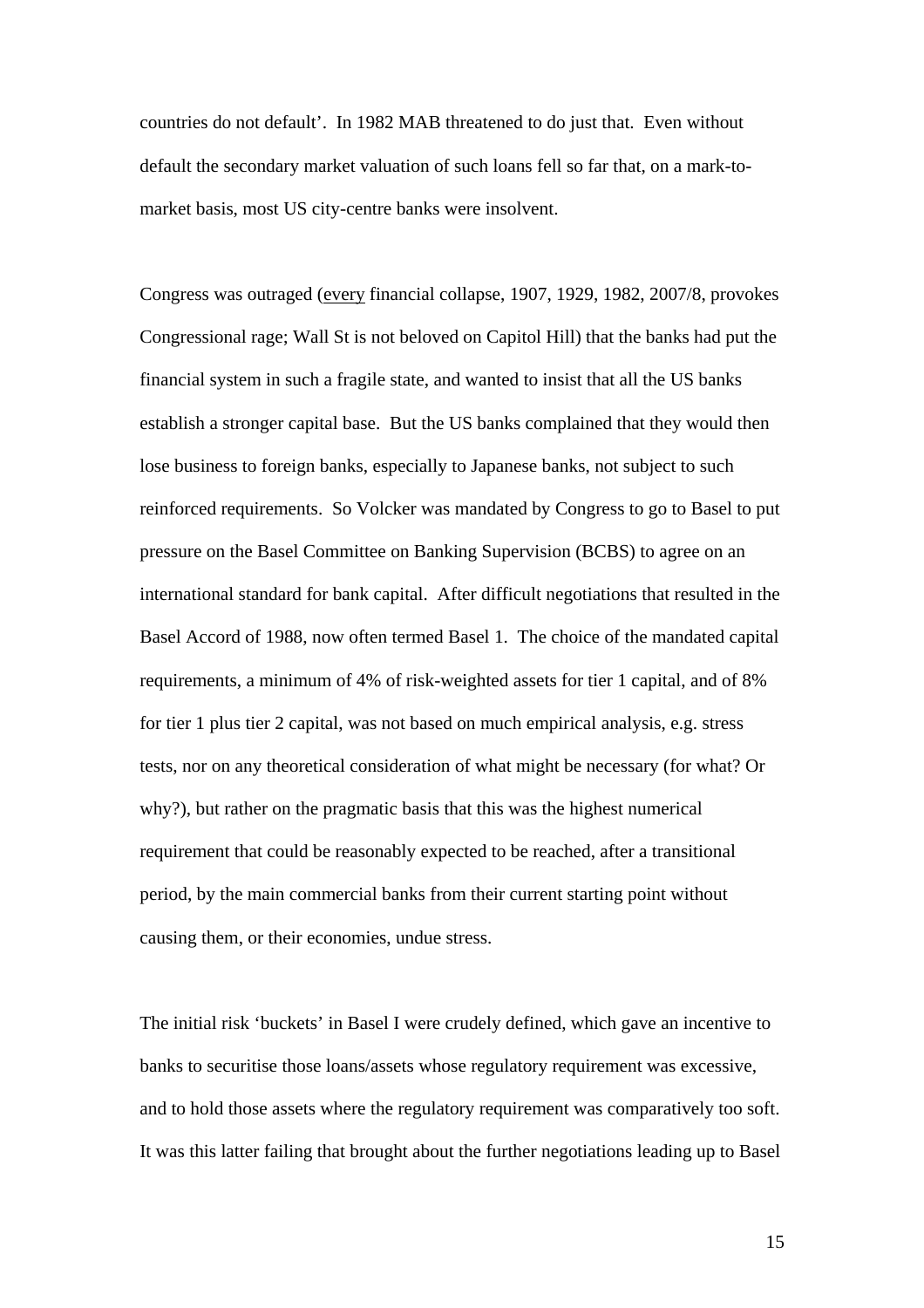countries do not default'. In 1982 MAB threatened to do just that. Even without default the secondary market valuation of such loans fell so far that, on a mark-to-market basis, most US city-centre banks were insolvent.

Congress was outraged (<u>every</u> financial collapse, 1907, 1929, 1982, 2007/8, provokes Congressional rage; Wall St is not beloved on Capitol Hill) that the banks had put the financial system in such a fragile state, and wanted to insist that all the US banks establish a stronger capital base. But the US banks complained that they would then lose business to foreign banks, especially to Japanese banks, not subject to such reinforced requirements. So Volcker was mandated by Congress to go to Basel to put pressure on the Basel Committee on Banking Supervision (BCBS) to agree on an international standard for bank capital. After difficult negotiations that resulted in the Basel Accord of 1988, now often termed Basel 1. The choice of the mandated capital requirements, a minimum of 4% of risk-weighted assets for tier 1 capital, and of 8% for tier 1 plus tier 2 capital, was not based on much empirical analysis, e.g. stress tests, nor on any theoretical consideration of what might be necessary (for what? Or why?), but rather on the pragmatic basis that this was the highest numerical requirement that could be reasonably expected to be reached, after a transitional period, by the main commercial banks from their current starting point without causing them, or their economies, undue stress.

The initial risk 'buckets' in Basel I were crudely defined, which gave an incentive to banks to securitise those loans/assets whose regulatory requirement was excessive, and to hold those assets where the regulatory requirement was comparatively too soft. It was this latter failing that brought about the further negotiations leading up to Basel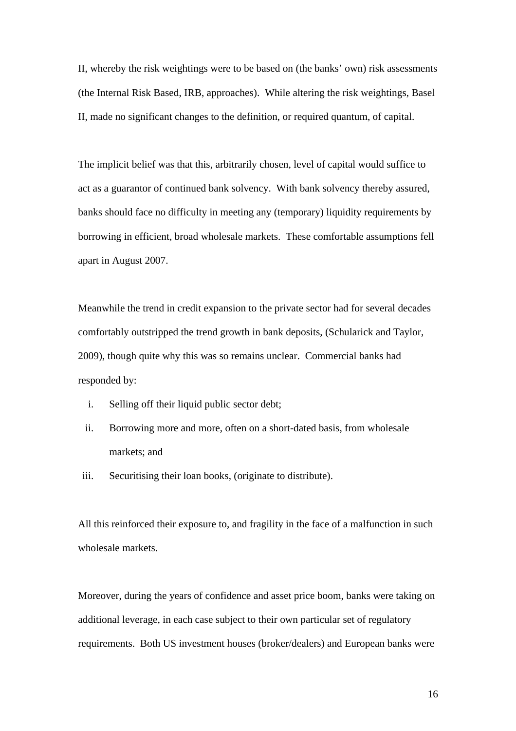II, whereby the risk weightings were to be based on (the banks' own) risk assessments (the Internal Risk Based, IRB, approaches). While altering the risk weightings, Basel II, made no significant changes to the definition, or required quantum, of capital.

The implicit belief was that this, arbitrarily chosen, level of capital would suffice to act as a guarantor of continued bank solvency. With bank solvency thereby assured, banks should face no difficulty in meeting any (temporary) liquidity requirements by borrowing in efficient, broad wholesale markets. These comfortable assumptions fell apart in August 2007.

Meanwhile the trend in credit expansion to the private sector had for several decades comfortably outstripped the trend growth in bank deposits, (Schularick and Taylor, 2009), though quite why this was so remains unclear. Commercial banks had responded by:

i. Selling off their liquid public sector debt;
ii. Borrowing more and more, often on a short-dated basis, from wholesale markets; and
iii. Securitising their loan books, (originate to distribute).

All this reinforced their exposure to, and fragility in the face of a malfunction in such wholesale markets.

Moreover, during the years of confidence and asset price boom, banks were taking on additional leverage, in each case subject to their own particular set of regulatory requirements. Both US investment houses (broker/dealers) and European banks were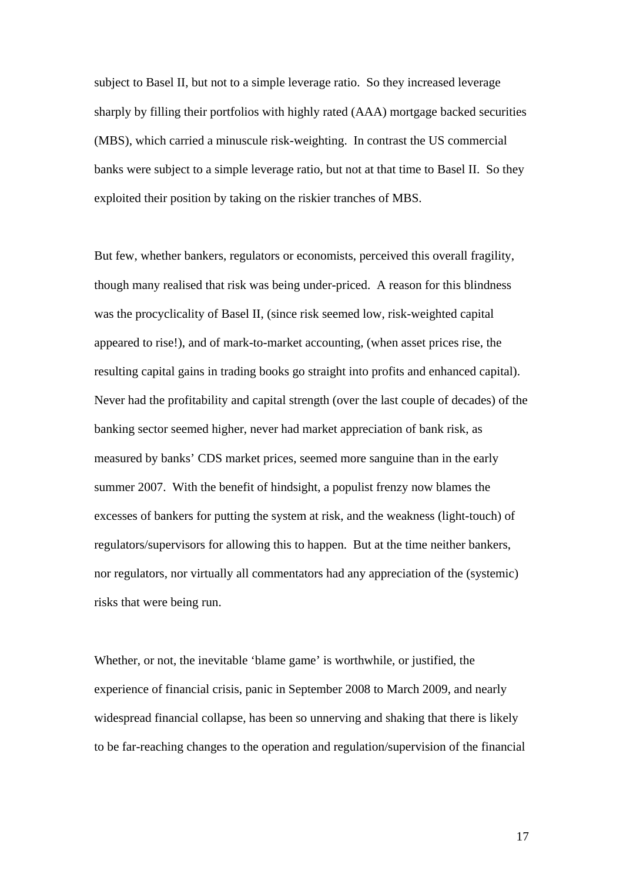subject to Basel II, but not to a simple leverage ratio. So they increased leverage sharply by filling their portfolios with highly rated (AAA) mortgage backed securities (MBS), which carried a minuscule risk-weighting. In contrast the US commercial banks were subject to a simple leverage ratio, but not at that time to Basel II. So they exploited their position by taking on the riskier tranches of MBS.

But few, whether bankers, regulators or economists, perceived this overall fragility, though many realised that risk was being under-priced. A reason for this blindness was the procyclicality of Basel II, (since risk seemed low, risk-weighted capital appeared to rise!), and of mark-to-market accounting, (when asset prices rise, the resulting capital gains in trading books go straight into profits and enhanced capital). Never had the profitability and capital strength (over the last couple of decades) of the banking sector seemed higher, never had market appreciation of bank risk, as measured by banks' CDS market prices, seemed more sanguine than in the early summer 2007. With the benefit of hindsight, a populist frenzy now blames the excesses of bankers for putting the system at risk, and the weakness (light-touch) of regulators/supervisors for allowing this to happen. But at the time neither bankers, nor regulators, nor virtually all commentators had any appreciation of the (systemic) risks that were being run.

Whether, or not, the inevitable 'blame game' is worthwhile, or justified, the experience of financial crisis, panic in September 2008 to March 2009, and nearly widespread financial collapse, has been so unnerving and shaking that there is likely to be far-reaching changes to the operation and regulation/supervision of the financial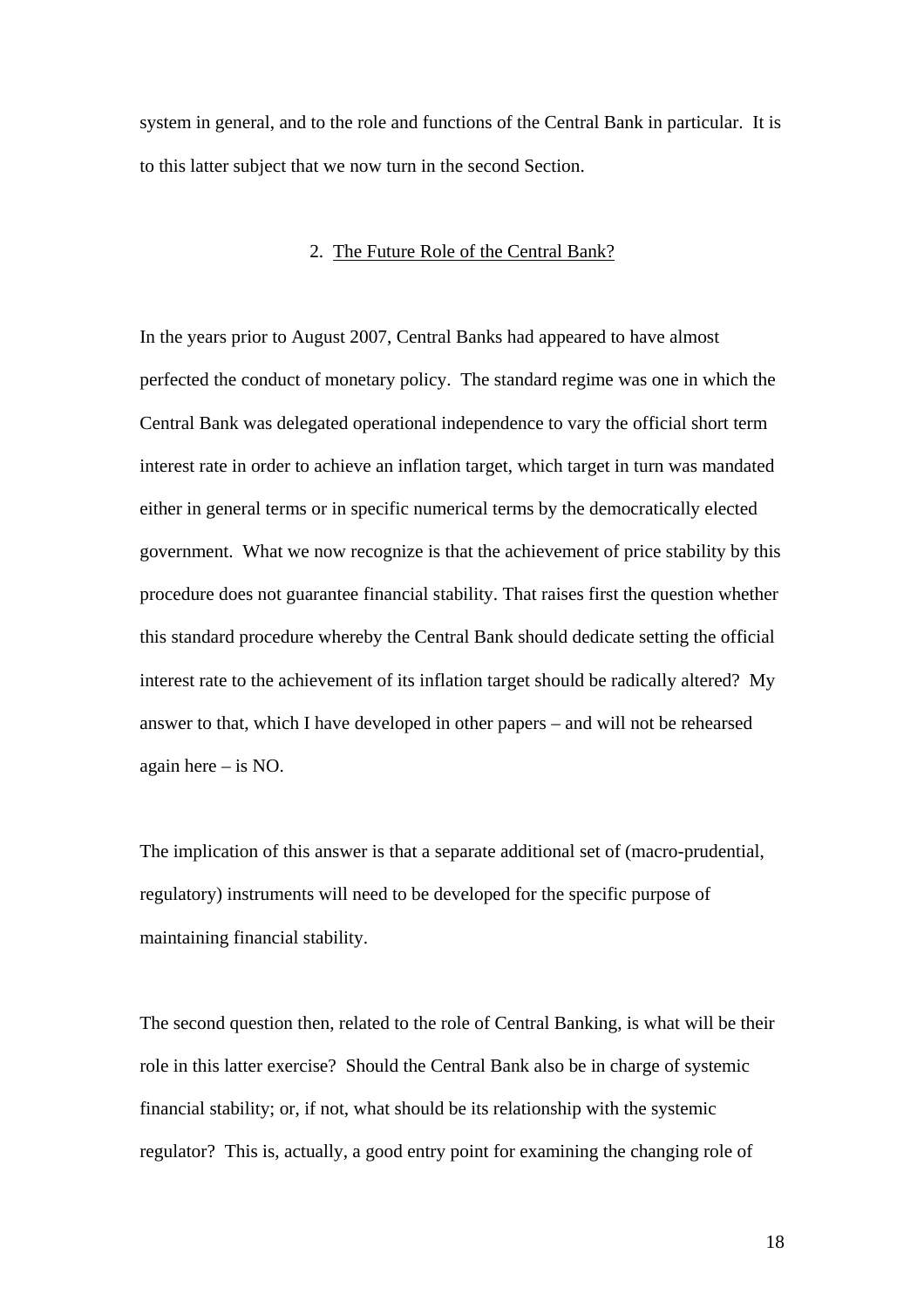system in general, and to the role and functions of the Central Bank in particular. It is to this latter subject that we now turn in the second Section.

## 2. The Future Role of the Central Bank?

In the years prior to August 2007, Central Banks had appeared to have almost perfected the conduct of monetary policy. The standard regime was one in which the Central Bank was delegated operational independence to vary the official short term interest rate in order to achieve an inflation target, which target in turn was mandated either in general terms or in specific numerical terms by the democratically elected government. What we now recognize is that the achievement of price stability by this procedure does not guarantee financial stability. That raises first the question whether this standard procedure whereby the Central Bank should dedicate setting the official interest rate to the achievement of its inflation target should be radically altered? My answer to that, which I have developed in other papers – and will not be rehearsed again here – is NO.

The implication of this answer is that a separate additional set of (macro-prudential, regulatory) instruments will need to be developed for the specific purpose of maintaining financial stability.

The second question then, related to the role of Central Banking, is what will be their role in this latter exercise? Should the Central Bank also be in charge of systemic financial stability; or, if not, what should be its relationship with the systemic regulator? This is, actually, a good entry point for examining the changing role of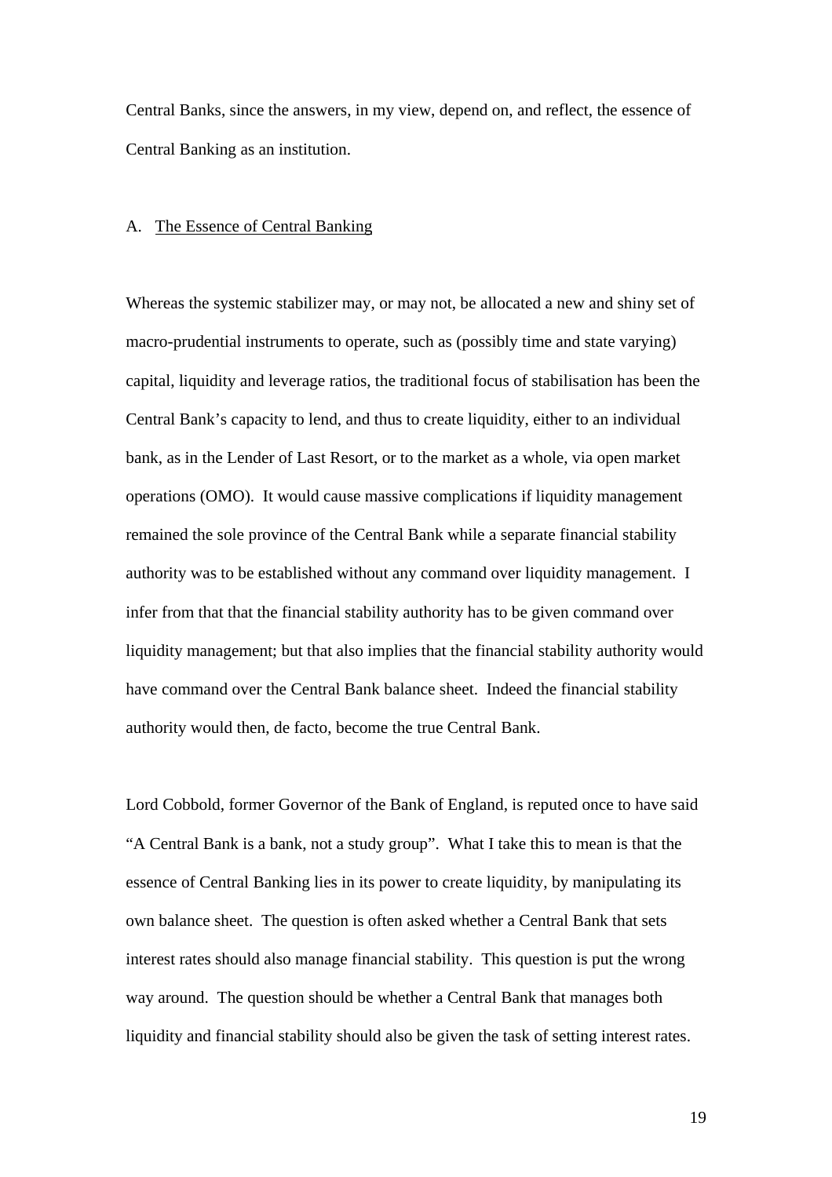Central Banks, since the answers, in my view, depend on, and reflect, the essence of Central Banking as an institution.

## A. The Essence of Central Banking

Whereas the systemic stabilizer may, or may not, be allocated a new and shiny set of macro-prudential instruments to operate, such as (possibly time and state varying) capital, liquidity and leverage ratios, the traditional focus of stabilisation has been the Central Bank's capacity to lend, and thus to create liquidity, either to an individual bank, as in the Lender of Last Resort, or to the market as a whole, via open market operations (OMO). It would cause massive complications if liquidity management remained the sole province of the Central Bank while a separate financial stability authority was to be established without any command over liquidity management. I infer from that that the financial stability authority has to be given command over liquidity management; but that also implies that the financial stability authority would have command over the Central Bank balance sheet. Indeed the financial stability authority would then, de facto, become the true Central Bank.

Lord Cobbold, former Governor of the Bank of England, is reputed once to have said "A Central Bank is a bank, not a study group". What I take this to mean is that the essence of Central Banking lies in its power to create liquidity, by manipulating its own balance sheet. The question is often asked whether a Central Bank that sets interest rates should also manage financial stability. This question is put the wrong way around. The question should be whether a Central Bank that manages both liquidity and financial stability should also be given the task of setting interest rates.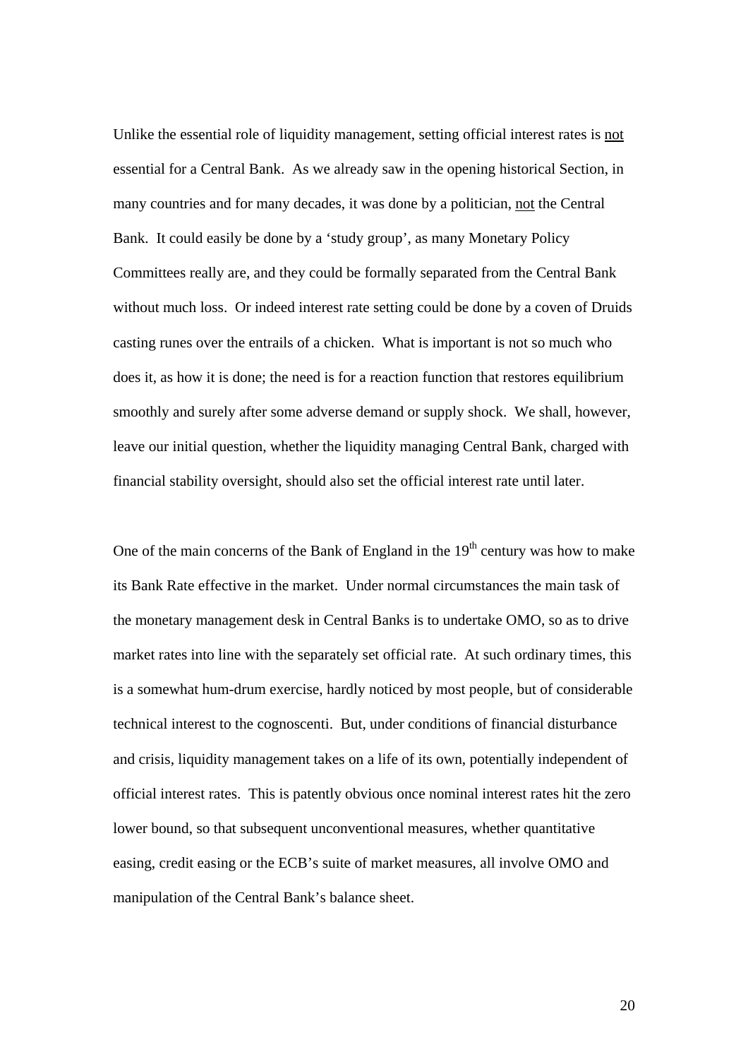Unlike the essential role of liquidity management, setting official interest rates is <u>not</u> essential for a Central Bank. As we already saw in the opening historical Section, in many countries and for many decades, it was done by a politician, <u>not</u> the Central Bank. It could easily be done by a 'study group', as many Monetary Policy Committees really are, and they could be formally separated from the Central Bank without much loss. Or indeed interest rate setting could be done by a coven of Druids casting runes over the entrails of a chicken. What is important is not so much who does it, as how it is done; the need is for a reaction function that restores equilibrium smoothly and surely after some adverse demand or supply shock. We shall, however, leave our initial question, whether the liquidity managing Central Bank, charged with financial stability oversight, should also set the official interest rate until later.

One of the main concerns of the Bank of England in the 19th century was how to make its Bank Rate effective in the market. Under normal circumstances the main task of the monetary management desk in Central Banks is to undertake OMO, so as to drive market rates into line with the separately set official rate. At such ordinary times, this is a somewhat hum-drum exercise, hardly noticed by most people, but of considerable technical interest to the cognoscenti. But, under conditions of financial disturbance and crisis, liquidity management takes on a life of its own, potentially independent of official interest rates. This is patently obvious once nominal interest rates hit the zero lower bound, so that subsequent unconventional measures, whether quantitative easing, credit easing or the ECB's suite of market measures, all involve OMO and manipulation of the Central Bank's balance sheet.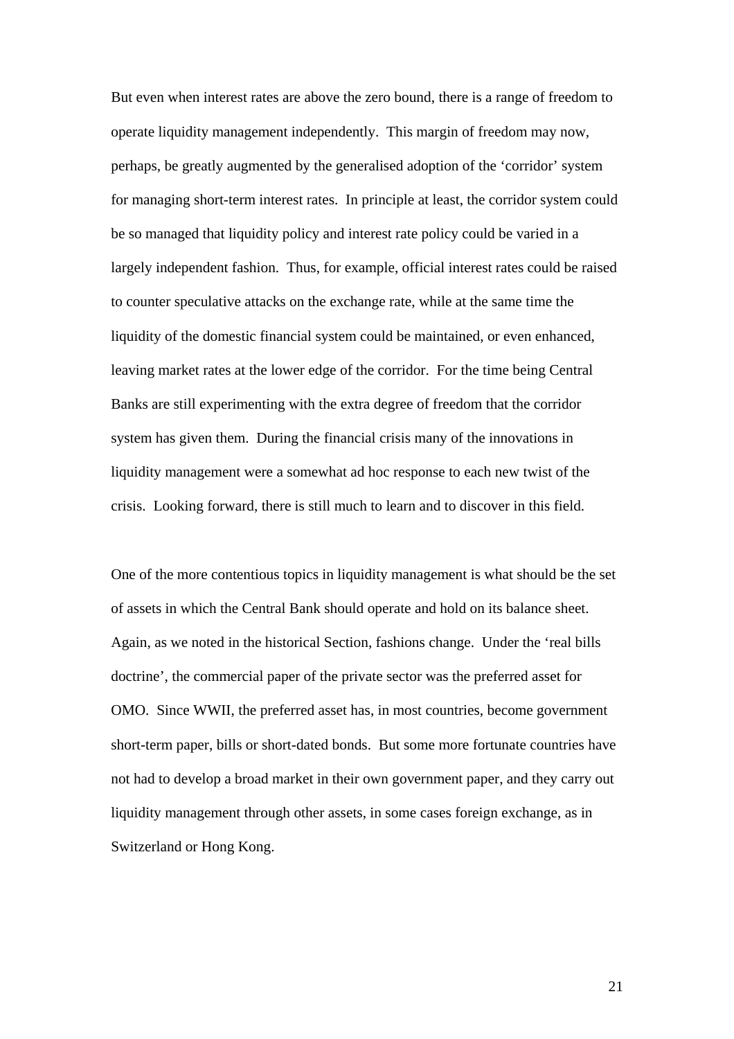But even when interest rates are above the zero bound, there is a range of freedom to operate liquidity management independently. This margin of freedom may now, perhaps, be greatly augmented by the generalised adoption of the 'corridor' system for managing short-term interest rates. In principle at least, the corridor system could be so managed that liquidity policy and interest rate policy could be varied in a largely independent fashion. Thus, for example, official interest rates could be raised to counter speculative attacks on the exchange rate, while at the same time the liquidity of the domestic financial system could be maintained, or even enhanced, leaving market rates at the lower edge of the corridor. For the time being Central Banks are still experimenting with the extra degree of freedom that the corridor system has given them. During the financial crisis many of the innovations in liquidity management were a somewhat ad hoc response to each new twist of the crisis. Looking forward, there is still much to learn and to discover in this field.

One of the more contentious topics in liquidity management is what should be the set of assets in which the Central Bank should operate and hold on its balance sheet. Again, as we noted in the historical Section, fashions change. Under the 'real bills doctrine', the commercial paper of the private sector was the preferred asset for OMO. Since WWII, the preferred asset has, in most countries, become government short-term paper, bills or short-dated bonds. But some more fortunate countries have not had to develop a broad market in their own government paper, and they carry out liquidity management through other assets, in some cases foreign exchange, as in Switzerland or Hong Kong.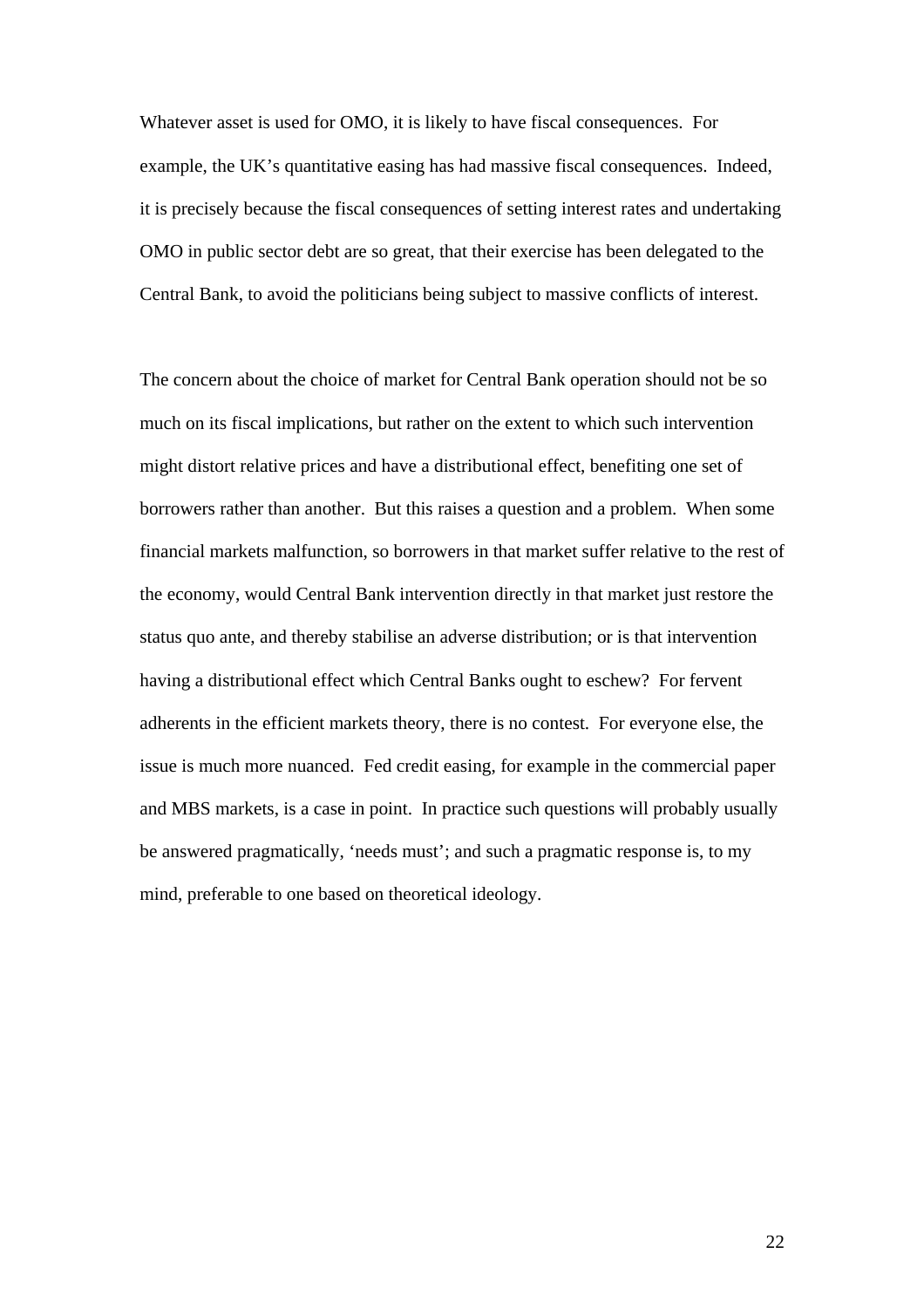Whatever asset is used for OMO, it is likely to have fiscal consequences. For example, the UK's quantitative easing has had massive fiscal consequences. Indeed, it is precisely because the fiscal consequences of setting interest rates and undertaking OMO in public sector debt are so great, that their exercise has been delegated to the Central Bank, to avoid the politicians being subject to massive conflicts of interest.

The concern about the choice of market for Central Bank operation should not be so much on its fiscal implications, but rather on the extent to which such intervention might distort relative prices and have a distributional effect, benefiting one set of borrowers rather than another. But this raises a question and a problem. When some financial markets malfunction, so borrowers in that market suffer relative to the rest of the economy, would Central Bank intervention directly in that market just restore the status quo ante, and thereby stabilise an adverse distribution; or is that intervention having a distributional effect which Central Banks ought to eschew? For fervent adherents in the efficient markets theory, there is no contest. For everyone else, the issue is much more nuanced. Fed credit easing, for example in the commercial paper and MBS markets, is a case in point. In practice such questions will probably usually be answered pragmatically, 'needs must'; and such a pragmatic response is, to my mind, preferable to one based on theoretical ideology.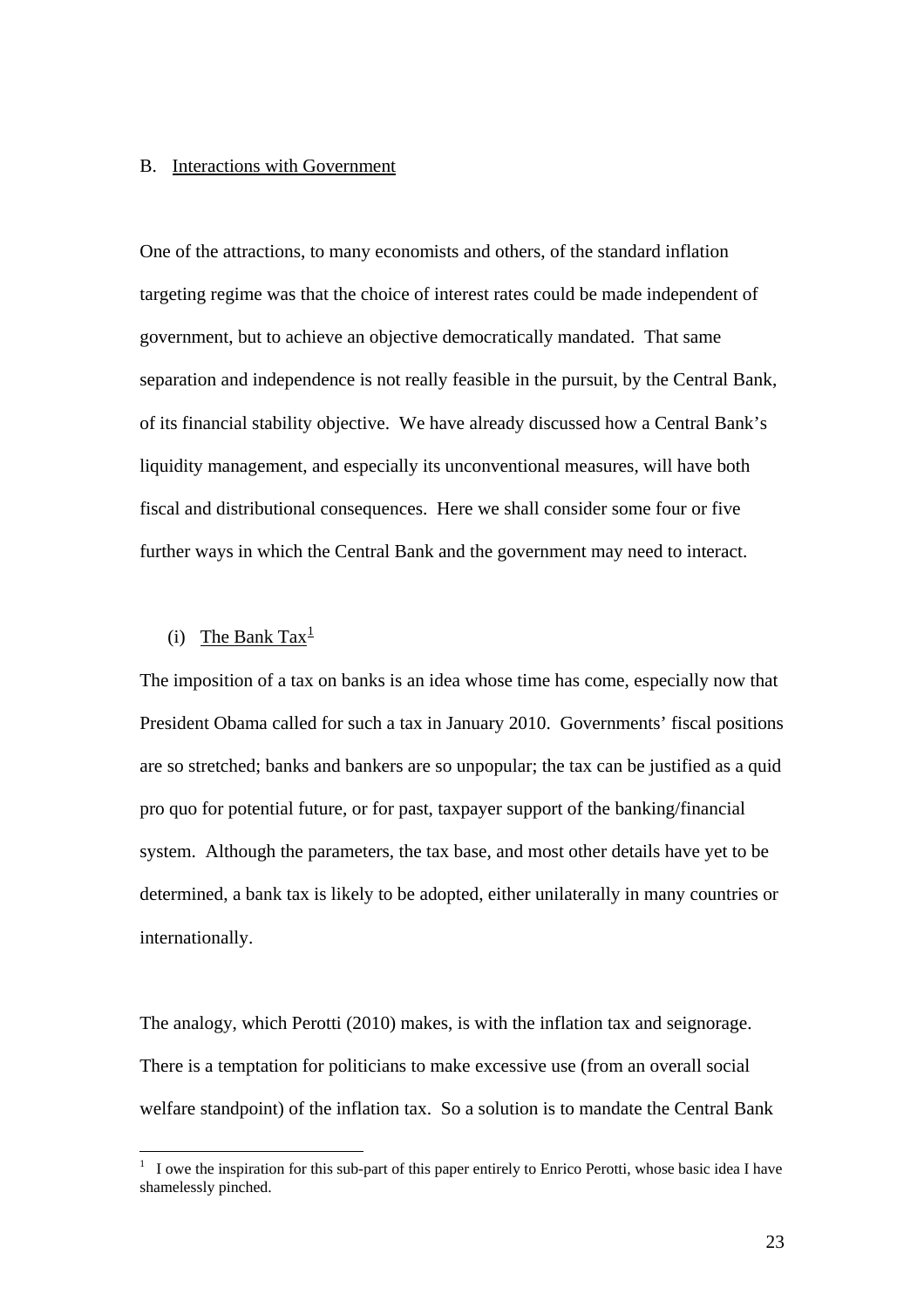B. Interactions with Government

One of the attractions, to many economists and others, of the standard inflation targeting regime was that the choice of interest rates could be made independent of government, but to achieve an objective democratically mandated. That same separation and independence is not really feasible in the pursuit, by the Central Bank, of its financial stability objective. We have already discussed how a Central Bank's liquidity management, and especially its unconventional measures, will have both fiscal and distributional consequences. Here we shall consider some four or five further ways in which the Central Bank and the government may need to interact.

(i) The Bank Tax[1]

The imposition of a tax on banks is an idea whose time has come, especially now that President Obama called for such a tax in January 2010. Governments' fiscal positions are so stretched; banks and bankers are so unpopular; the tax can be justified as a quid pro quo for potential future, or for past, taxpayer support of the banking/financial system. Although the parameters, the tax base, and most other details have yet to be determined, a bank tax is likely to be adopted, either unilaterally in many countries or internationally.

The analogy, which Perotti (2010) makes, is with the inflation tax and seignorage. There is a temptation for politicians to make excessive use (from an overall social welfare standpoint) of the inflation tax. So a solution is to mandate the Central Bank

[1] I owe the inspiration for this sub-part of this paper entirely to Enrico Perotti, whose basic idea I have shamelessly pinched.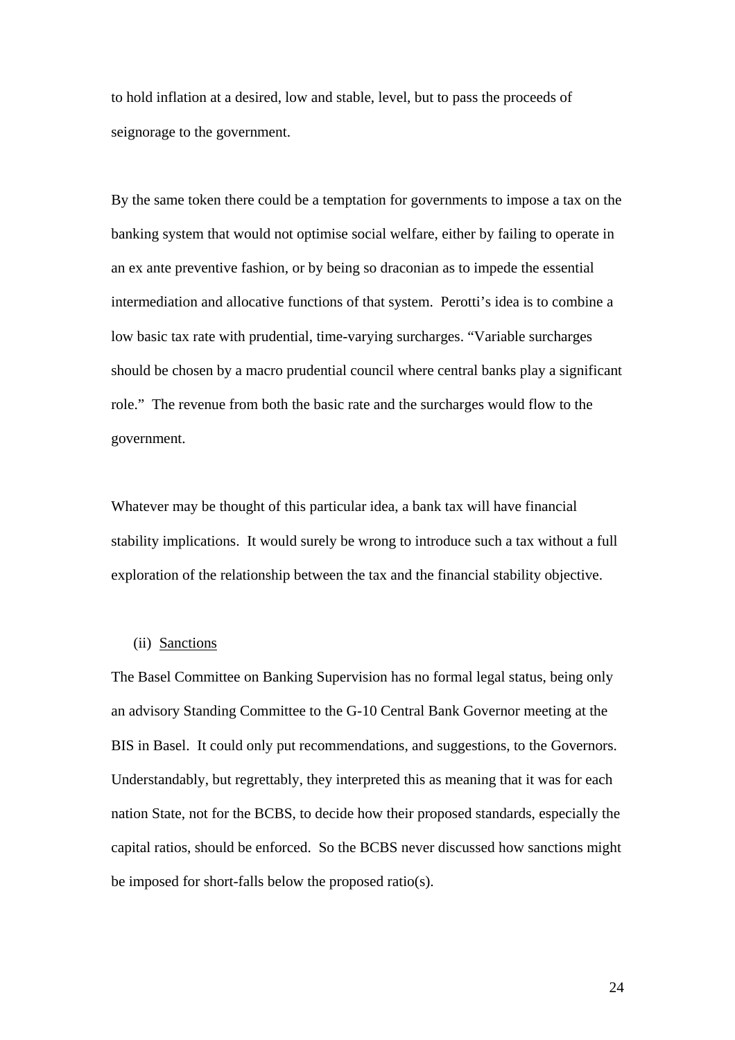to hold inflation at a desired, low and stable, level, but to pass the proceeds of seignorage to the government.

By the same token there could be a temptation for governments to impose a tax on the banking system that would not optimise social welfare, either by failing to operate in an ex ante preventive fashion, or by being so draconian as to impede the essential intermediation and allocative functions of that system. Perotti's idea is to combine a low basic tax rate with prudential, time-varying surcharges. "Variable surcharges should be chosen by a macro prudential council where central banks play a significant role." The revenue from both the basic rate and the surcharges would flow to the government.

Whatever may be thought of this particular idea, a bank tax will have financial stability implications. It would surely be wrong to introduce such a tax without a full exploration of the relationship between the tax and the financial stability objective.

(ii) <u>Sanctions</u>

The Basel Committee on Banking Supervision has no formal legal status, being only an advisory Standing Committee to the G-10 Central Bank Governor meeting at the BIS in Basel. It could only put recommendations, and suggestions, to the Governors. Understandably, but regrettably, they interpreted this as meaning that it was for each nation State, not for the BCBS, to decide how their proposed standards, especially the capital ratios, should be enforced. So the BCBS never discussed how sanctions might be imposed for short-falls below the proposed ratio(s).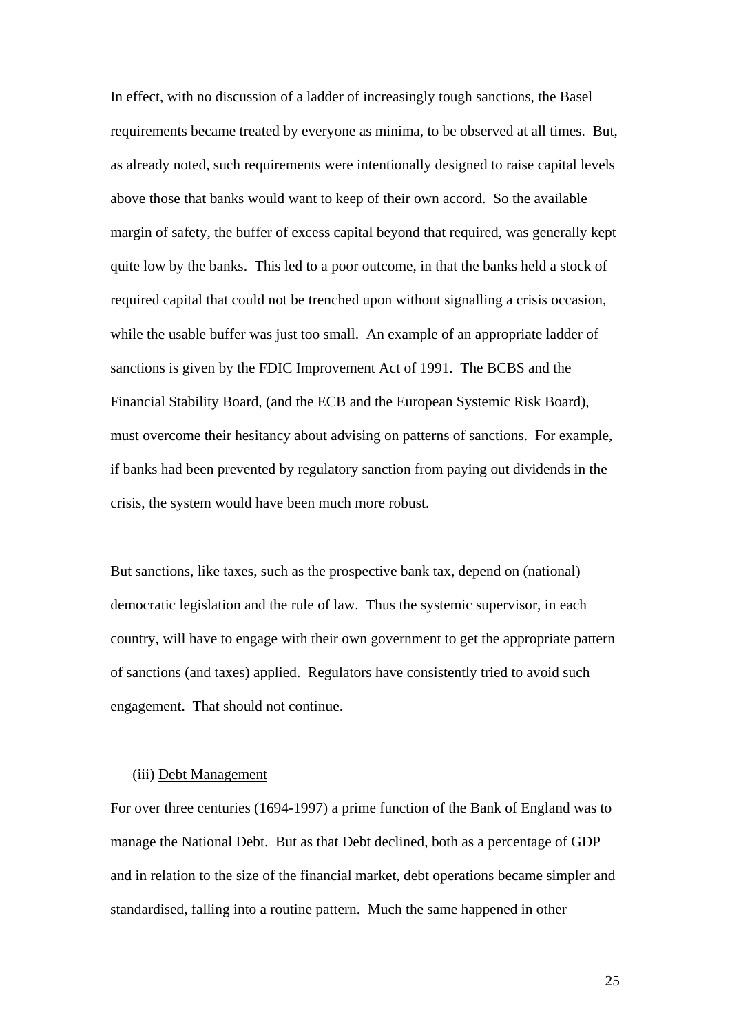In effect, with no discussion of a ladder of increasingly tough sanctions, the Basel requirements became treated by everyone as minima, to be observed at all times. But, as already noted, such requirements were intentionally designed to raise capital levels above those that banks would want to keep of their own accord. So the available margin of safety, the buffer of excess capital beyond that required, was generally kept quite low by the banks. This led to a poor outcome, in that the banks held a stock of required capital that could not be trenched upon without signalling a crisis occasion, while the usable buffer was just too small. An example of an appropriate ladder of sanctions is given by the FDIC Improvement Act of 1991. The BCBS and the Financial Stability Board, (and the ECB and the European Systemic Risk Board), must overcome their hesitancy about advising on patterns of sanctions. For example, if banks had been prevented by regulatory sanction from paying out dividends in the crisis, the system would have been much more robust.

But sanctions, like taxes, such as the prospective bank tax, depend on (national) democratic legislation and the rule of law. Thus the systemic supervisor, in each country, will have to engage with their own government to get the appropriate pattern of sanctions (and taxes) applied. Regulators have consistently tried to avoid such engagement. That should not continue.

(iii) <u>Debt Management</u>

For over three centuries (1694-1997) a prime function of the Bank of England was to manage the National Debt. But as that Debt declined, both as a percentage of GDP and in relation to the size of the financial market, debt operations became simpler and standardised, falling into a routine pattern. Much the same happened in other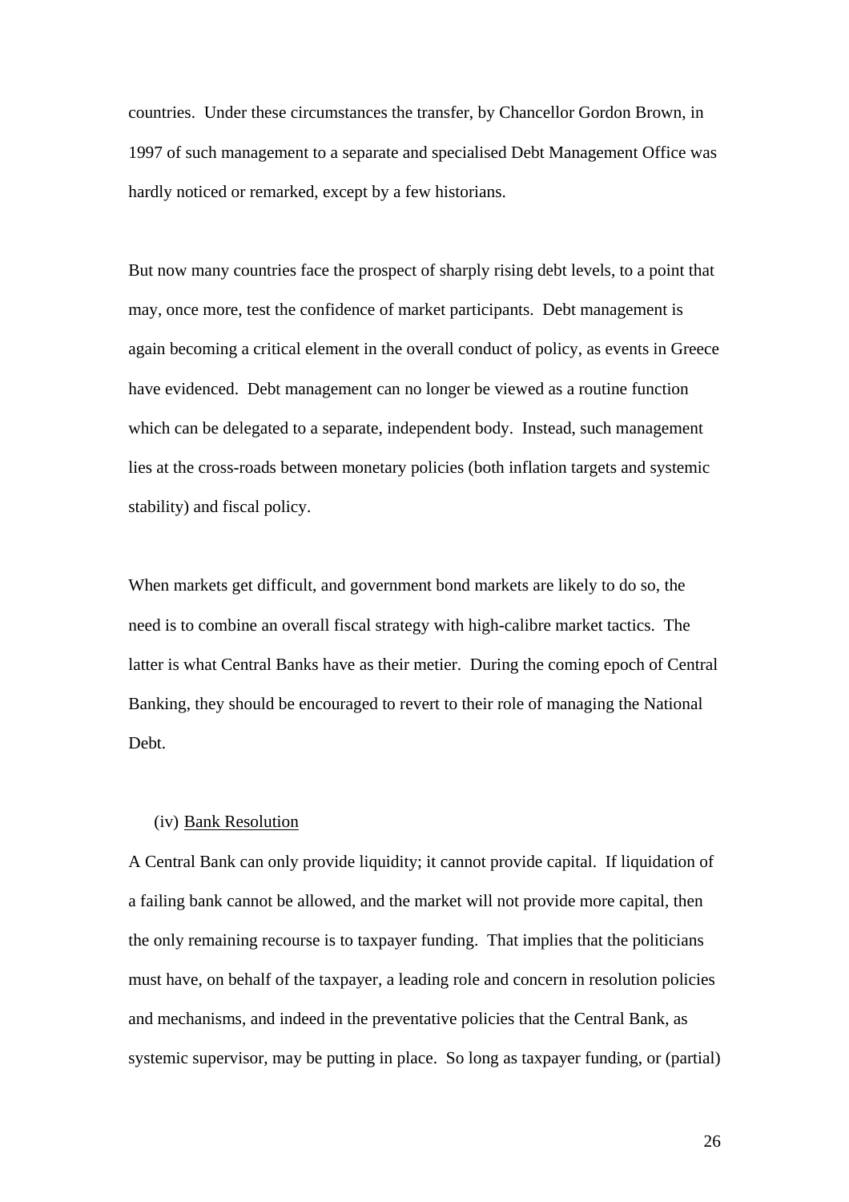countries. Under these circumstances the transfer, by Chancellor Gordon Brown, in 1997 of such management to a separate and specialised Debt Management Office was hardly noticed or remarked, except by a few historians.

But now many countries face the prospect of sharply rising debt levels, to a point that may, once more, test the confidence of market participants. Debt management is again becoming a critical element in the overall conduct of policy, as events in Greece have evidenced. Debt management can no longer be viewed as a routine function which can be delegated to a separate, independent body. Instead, such management lies at the cross-roads between monetary policies (both inflation targets and systemic stability) and fiscal policy.

When markets get difficult, and government bond markets are likely to do so, the need is to combine an overall fiscal strategy with high-calibre market tactics. The latter is what Central Banks have as their metier. During the coming epoch of Central Banking, they should be encouraged to revert to their role of managing the National Debt.

(iv) <u>Bank Resolution</u>

A Central Bank can only provide liquidity; it cannot provide capital. If liquidation of a failing bank cannot be allowed, and the market will not provide more capital, then the only remaining recourse is to taxpayer funding. That implies that the politicians must have, on behalf of the taxpayer, a leading role and concern in resolution policies and mechanisms, and indeed in the preventative policies that the Central Bank, as systemic supervisor, may be putting in place. So long as taxpayer funding, or (partial)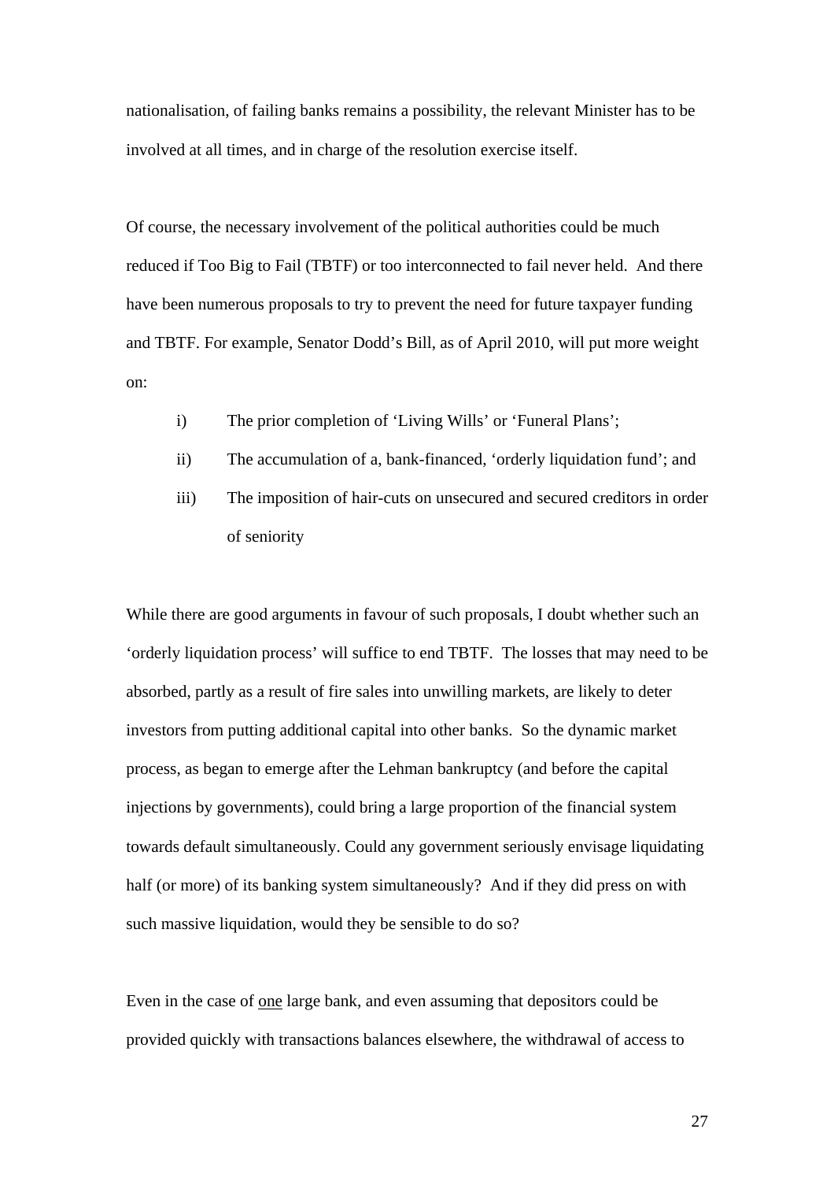nationalisation, of failing banks remains a possibility, the relevant Minister has to be involved at all times, and in charge of the resolution exercise itself.

Of course, the necessary involvement of the political authorities could be much reduced if Too Big to Fail (TBTF) or too interconnected to fail never held. And there have been numerous proposals to try to prevent the need for future taxpayer funding and TBTF. For example, Senator Dodd's Bill, as of April 2010, will put more weight on:

i) The prior completion of 'Living Wills' or 'Funeral Plans';

ii) The accumulation of a, bank-financed, 'orderly liquidation fund'; and

iii) The imposition of hair-cuts on unsecured and secured creditors in order of seniority

While there are good arguments in favour of such proposals, I doubt whether such an 'orderly liquidation process' will suffice to end TBTF. The losses that may need to be absorbed, partly as a result of fire sales into unwilling markets, are likely to deter investors from putting additional capital into other banks. So the dynamic market process, as began to emerge after the Lehman bankruptcy (and before the capital injections by governments), could bring a large proportion of the financial system towards default simultaneously. Could any government seriously envisage liquidating half (or more) of its banking system simultaneously? And if they did press on with such massive liquidation, would they be sensible to do so?

Even in the case of <u>one</u> large bank, and even assuming that depositors could be provided quickly with transactions balances elsewhere, the withdrawal of access to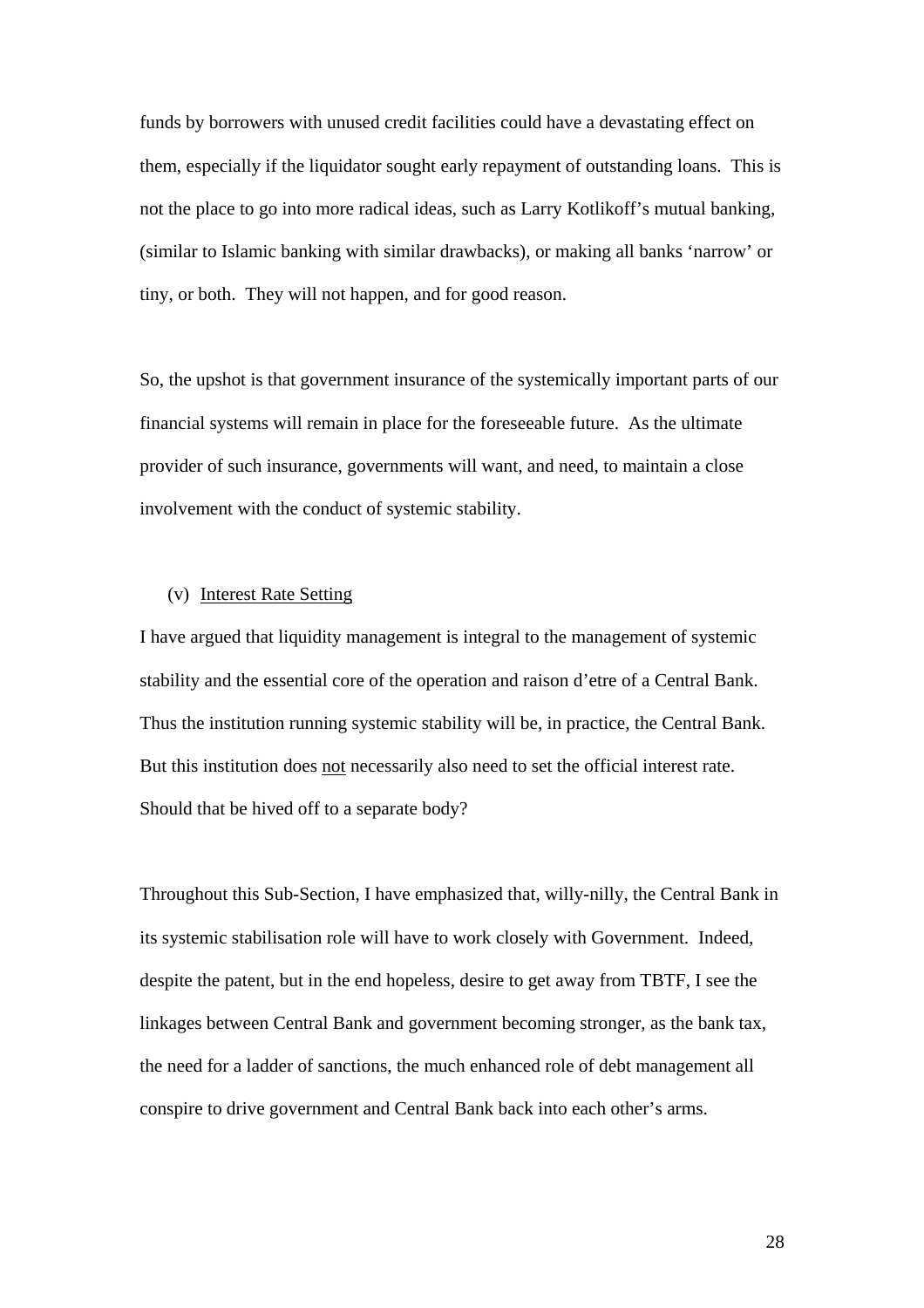funds by borrowers with unused credit facilities could have a devastating effect on them, especially if the liquidator sought early repayment of outstanding loans. This is not the place to go into more radical ideas, such as Larry Kotlikoff's mutual banking, (similar to Islamic banking with similar drawbacks), or making all banks 'narrow' or tiny, or both. They will not happen, and for good reason.

So, the upshot is that government insurance of the systemically important parts of our financial systems will remain in place for the foreseeable future. As the ultimate provider of such insurance, governments will want, and need, to maintain a close involvement with the conduct of systemic stability.

(v) <u>Interest Rate Setting</u>

I have argued that liquidity management is integral to the management of systemic stability and the essential core of the operation and raison d'etre of a Central Bank. Thus the institution running systemic stability will be, in practice, the Central Bank. But this institution does <u>not</u> necessarily also need to set the official interest rate. Should that be hived off to a separate body?

Throughout this Sub-Section, I have emphasized that, willy-nilly, the Central Bank in its systemic stabilisation role will have to work closely with Government. Indeed, despite the patent, but in the end hopeless, desire to get away from TBTF, I see the linkages between Central Bank and government becoming stronger, as the bank tax, the need for a ladder of sanctions, the much enhanced role of debt management all conspire to drive government and Central Bank back into each other's arms.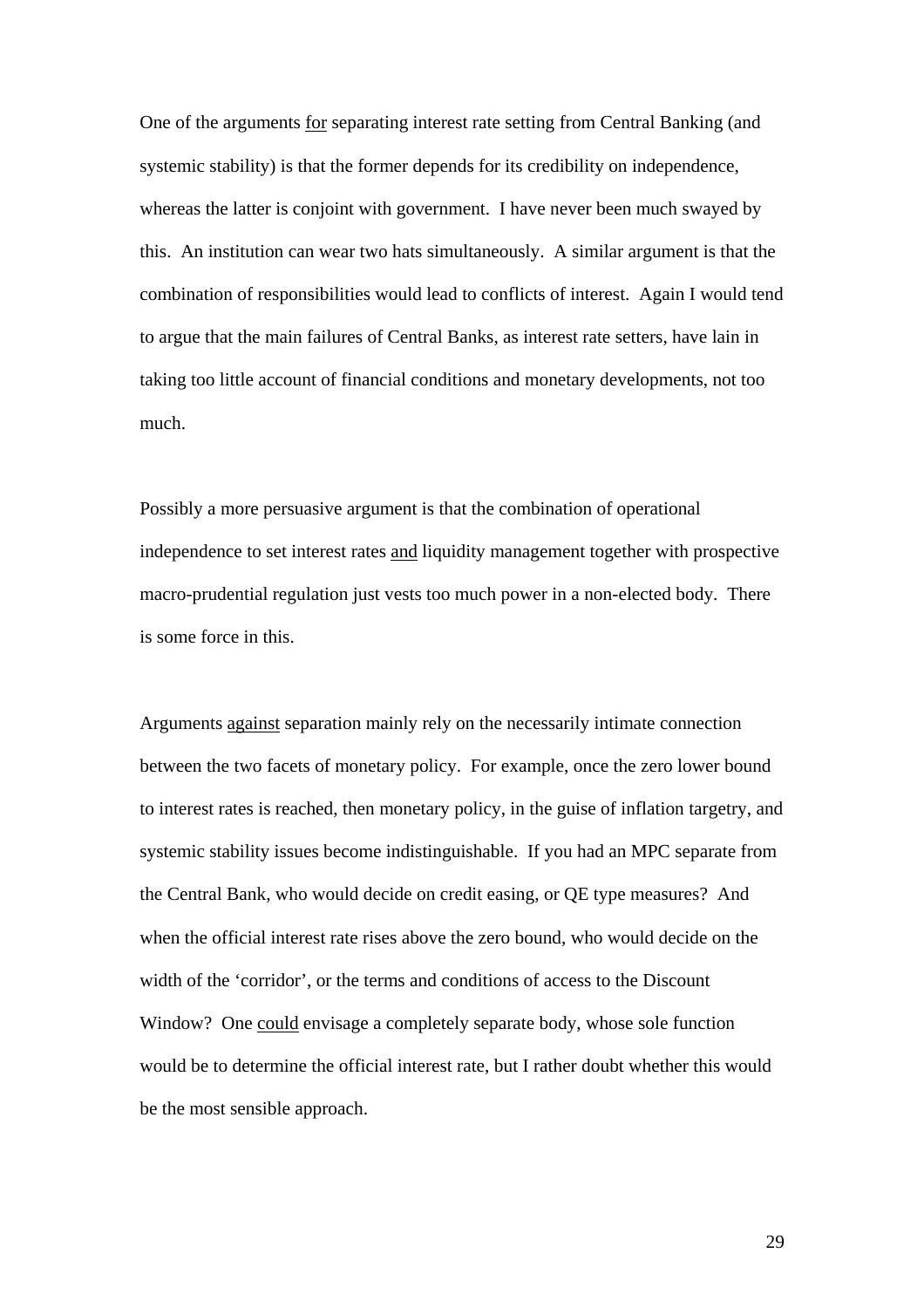One of the arguments <u>for</u> separating interest rate setting from Central Banking (and systemic stability) is that the former depends for its credibility on independence, whereas the latter is conjoint with government. I have never been much swayed by this. An institution can wear two hats simultaneously. A similar argument is that the combination of responsibilities would lead to conflicts of interest. Again I would tend to argue that the main failures of Central Banks, as interest rate setters, have lain in taking too little account of financial conditions and monetary developments, not too much.

Possibly a more persuasive argument is that the combination of operational independence to set interest rates <u>and</u> liquidity management together with prospective macro-prudential regulation just vests too much power in a non-elected body. There is some force in this.

Arguments <u>against</u> separation mainly rely on the necessarily intimate connection between the two facets of monetary policy. For example, once the zero lower bound to interest rates is reached, then monetary policy, in the guise of inflation targetry, and systemic stability issues become indistinguishable. If you had an MPC separate from the Central Bank, who would decide on credit easing, or QE type measures? And when the official interest rate rises above the zero bound, who would decide on the width of the 'corridor', or the terms and conditions of access to the Discount Window? One <u>could</u> envisage a completely separate body, whose sole function would be to determine the official interest rate, but I rather doubt whether this would be the most sensible approach.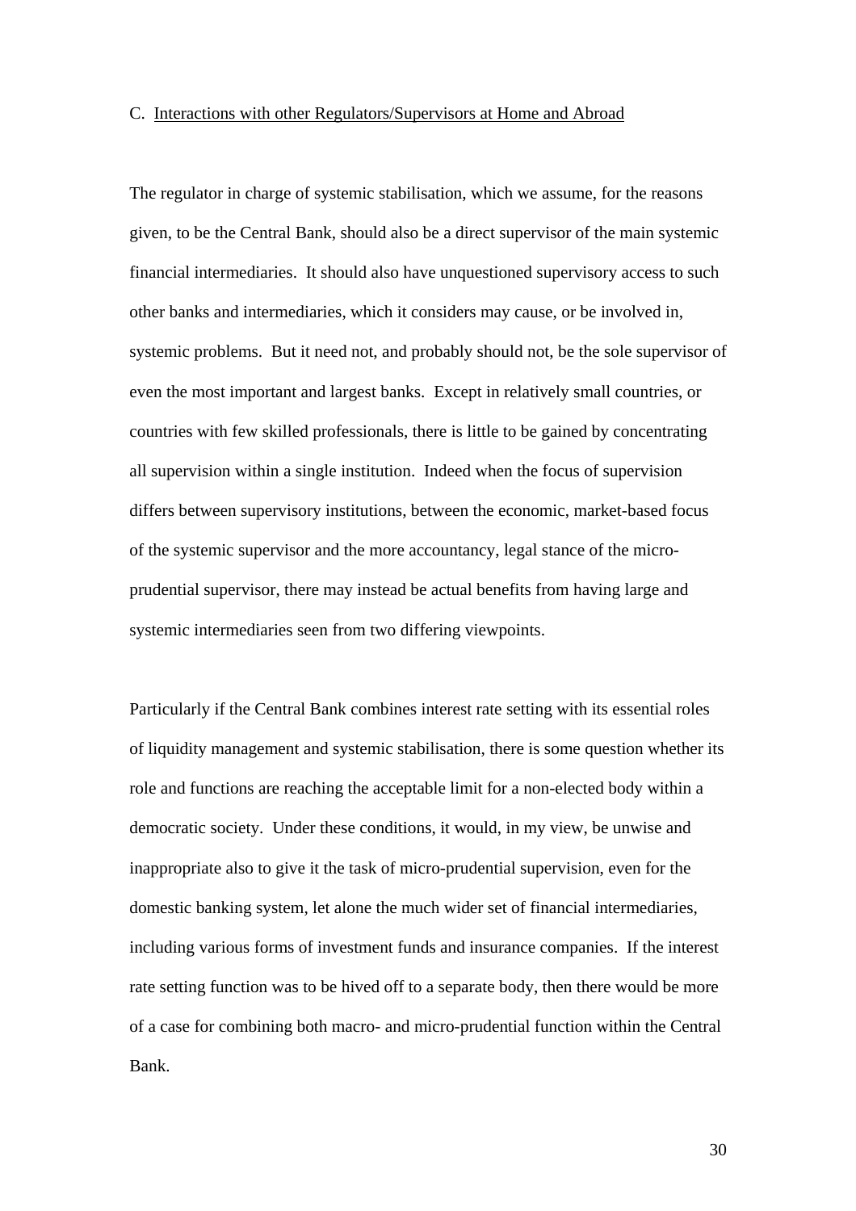### C. Interactions with other Regulators/Supervisors at Home and Abroad

The regulator in charge of systemic stabilisation, which we assume, for the reasons given, to be the Central Bank, should also be a direct supervisor of the main systemic financial intermediaries. It should also have unquestioned supervisory access to such other banks and intermediaries, which it considers may cause, or be involved in, systemic problems. But it need not, and probably should not, be the sole supervisor of even the most important and largest banks. Except in relatively small countries, or countries with few skilled professionals, there is little to be gained by concentrating all supervision within a single institution. Indeed when the focus of supervision differs between supervisory institutions, between the economic, market-based focus of the systemic supervisor and the more accountancy, legal stance of the micro-prudential supervisor, there may instead be actual benefits from having large and systemic intermediaries seen from two differing viewpoints.

Particularly if the Central Bank combines interest rate setting with its essential roles of liquidity management and systemic stabilisation, there is some question whether its role and functions are reaching the acceptable limit for a non-elected body within a democratic society. Under these conditions, it would, in my view, be unwise and inappropriate also to give it the task of micro-prudential supervision, even for the domestic banking system, let alone the much wider set of financial intermediaries, including various forms of investment funds and insurance companies. If the interest rate setting function was to be hived off to a separate body, then there would be more of a case for combining both macro- and micro-prudential function within the Central Bank.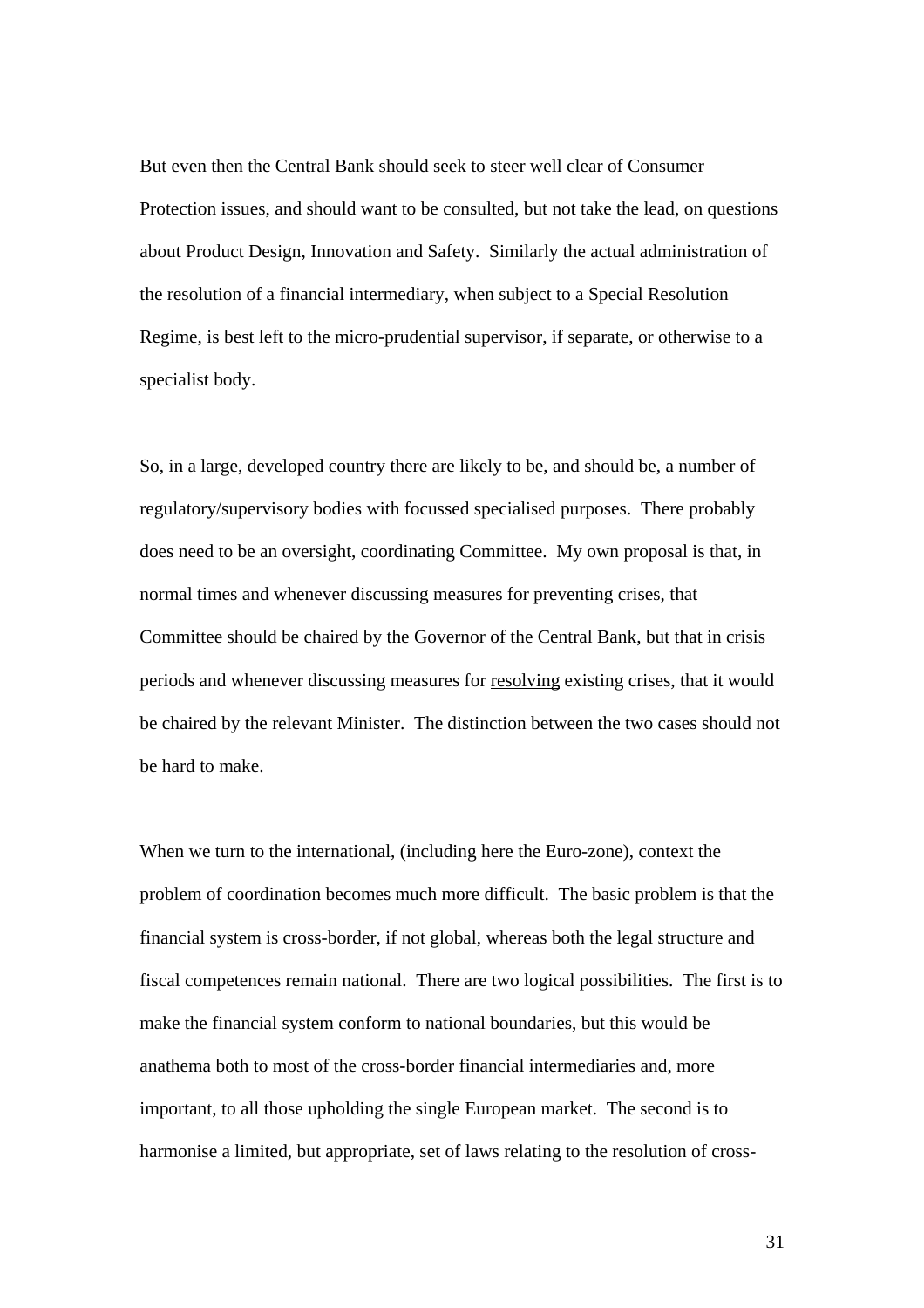But even then the Central Bank should seek to steer well clear of Consumer Protection issues, and should want to be consulted, but not take the lead, on questions about Product Design, Innovation and Safety. Similarly the actual administration of the resolution of a financial intermediary, when subject to a Special Resolution Regime, is best left to the micro-prudential supervisor, if separate, or otherwise to a specialist body.

So, in a large, developed country there are likely to be, and should be, a number of regulatory/supervisory bodies with focussed specialised purposes. There probably does need to be an oversight, coordinating Committee. My own proposal is that, in normal times and whenever discussing measures for <u>preventing</u> crises, that Committee should be chaired by the Governor of the Central Bank, but that in crisis periods and whenever discussing measures for <u>resolving</u> existing crises, that it would be chaired by the relevant Minister. The distinction between the two cases should not be hard to make.

When we turn to the international, (including here the Euro-zone), context the problem of coordination becomes much more difficult. The basic problem is that the financial system is cross-border, if not global, whereas both the legal structure and fiscal competences remain national. There are two logical possibilities. The first is to make the financial system conform to national boundaries, but this would be anathema both to most of the cross-border financial intermediaries and, more important, to all those upholding the single European market. The second is to harmonise a limited, but appropriate, set of laws relating to the resolution of cross-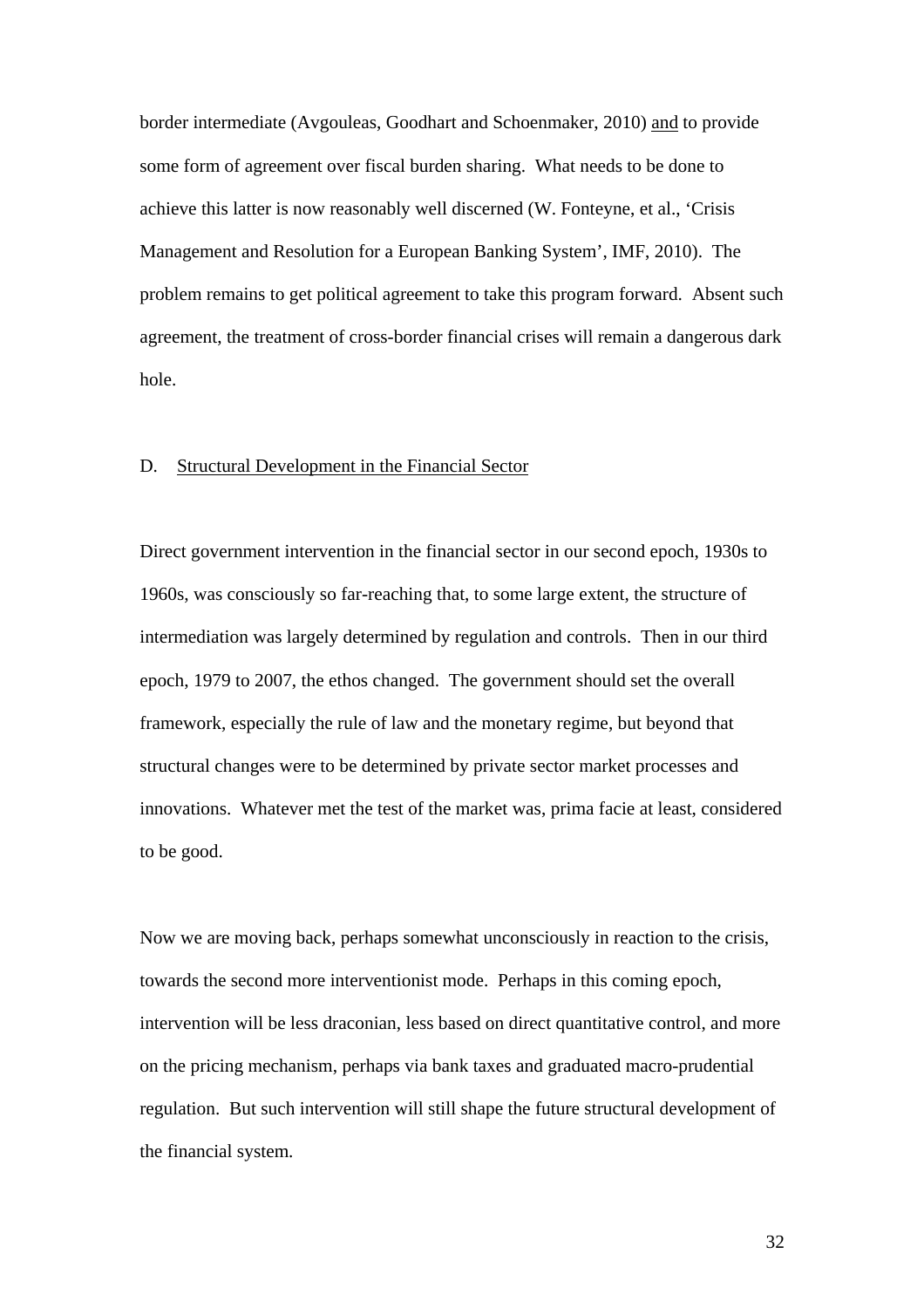border intermediate (Avgouleas, Goodhart and Schoenmaker, 2010) <u>and</u> to provide some form of agreement over fiscal burden sharing. What needs to be done to achieve this latter is now reasonably well discerned (W. Fonteyne, et al., 'Crisis Management and Resolution for a European Banking System', IMF, 2010). The problem remains to get political agreement to take this program forward. Absent such agreement, the treatment of cross-border financial crises will remain a dangerous dark hole.

## D. <u>Structural Development in the Financial Sector</u>

Direct government intervention in the financial sector in our second epoch, 1930s to 1960s, was consciously so far-reaching that, to some large extent, the structure of intermediation was largely determined by regulation and controls. Then in our third epoch, 1979 to 2007, the ethos changed. The government should set the overall framework, especially the rule of law and the monetary regime, but beyond that structural changes were to be determined by private sector market processes and innovations. Whatever met the test of the market was, prima facie at least, considered to be good.

Now we are moving back, perhaps somewhat unconsciously in reaction to the crisis, towards the second more interventionist mode. Perhaps in this coming epoch, intervention will be less draconian, less based on direct quantitative control, and more on the pricing mechanism, perhaps via bank taxes and graduated macro-prudential regulation. But such intervention will still shape the future structural development of the financial system.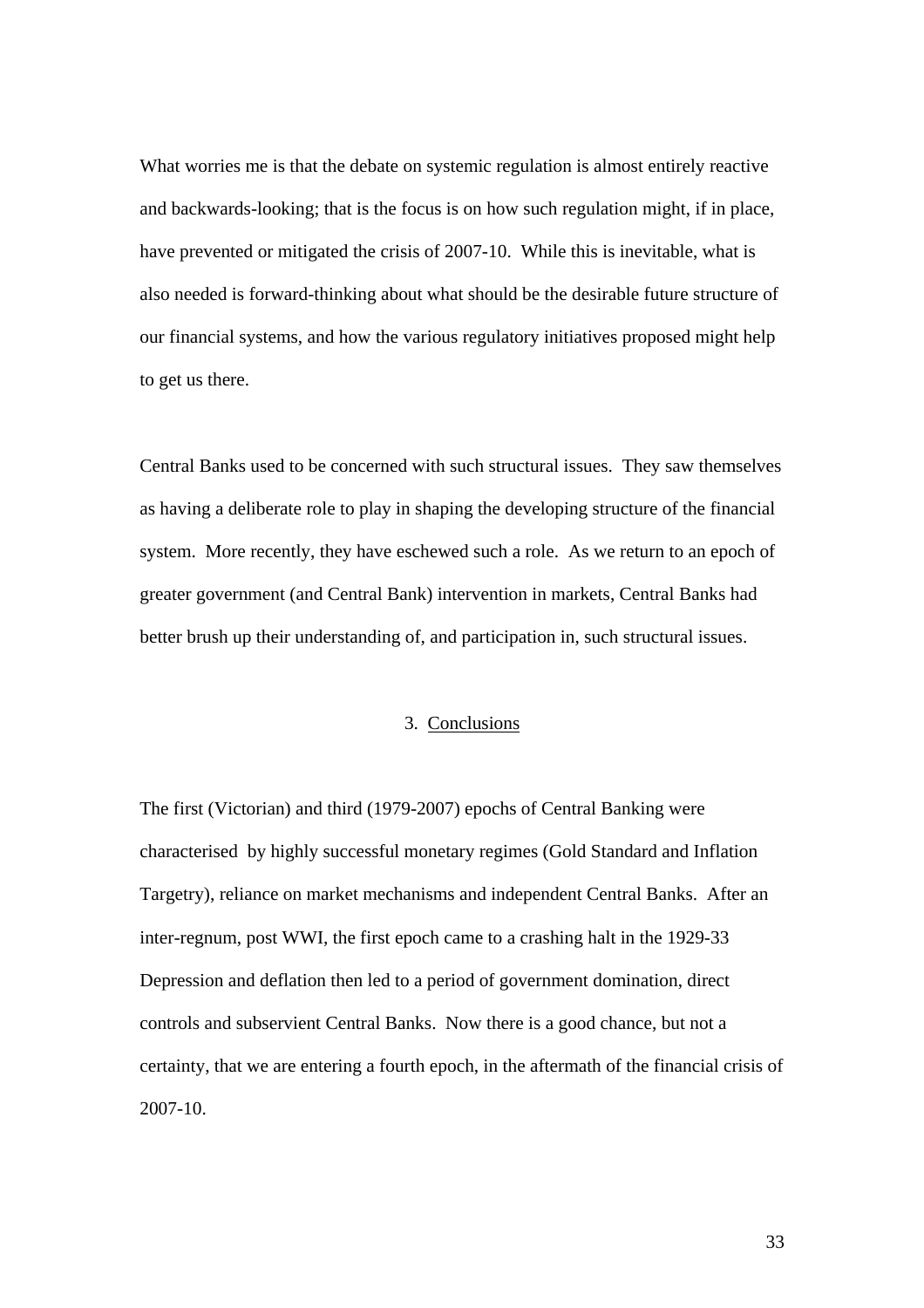What worries me is that the debate on systemic regulation is almost entirely reactive and backwards-looking; that is the focus is on how such regulation might, if in place, have prevented or mitigated the crisis of 2007-10. While this is inevitable, what is also needed is forward-thinking about what should be the desirable future structure of our financial systems, and how the various regulatory initiatives proposed might help to get us there.

Central Banks used to be concerned with such structural issues. They saw themselves as having a deliberate role to play in shaping the developing structure of the financial system. More recently, they have eschewed such a role. As we return to an epoch of greater government (and Central Bank) intervention in markets, Central Banks had better brush up their understanding of, and participation in, such structural issues.

## 3. Conclusions

The first (Victorian) and third (1979-2007) epochs of Central Banking were characterised by highly successful monetary regimes (Gold Standard and Inflation Targetry), reliance on market mechanisms and independent Central Banks. After an inter-regnum, post WWI, the first epoch came to a crashing halt in the 1929-33 Depression and deflation then led to a period of government domination, direct controls and subservient Central Banks. Now there is a good chance, but not a certainty, that we are entering a fourth epoch, in the aftermath of the financial crisis of 2007-10.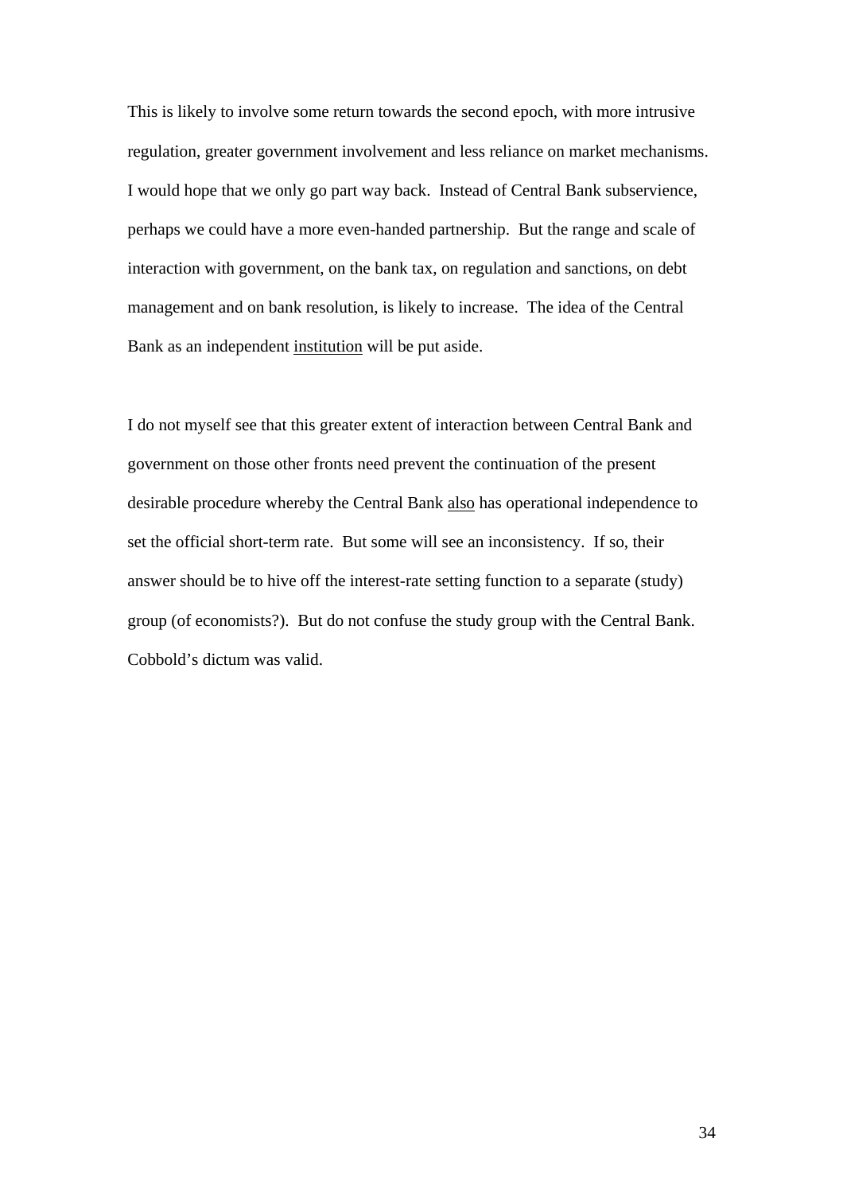This is likely to involve some return towards the second epoch, with more intrusive regulation, greater government involvement and less reliance on market mechanisms. I would hope that we only go part way back. Instead of Central Bank subservience, perhaps we could have a more even-handed partnership. But the range and scale of interaction with government, on the bank tax, on regulation and sanctions, on debt management and on bank resolution, is likely to increase. The idea of the Central Bank as an independent <u>institution</u> will be put aside.

I do not myself see that this greater extent of interaction between Central Bank and government on those other fronts need prevent the continuation of the present desirable procedure whereby the Central Bank <u>also</u> has operational independence to set the official short-term rate. But some will see an inconsistency. If so, their answer should be to hive off the interest-rate setting function to a separate (study) group (of economists?). But do not confuse the study group with the Central Bank. Cobbold's dictum was valid.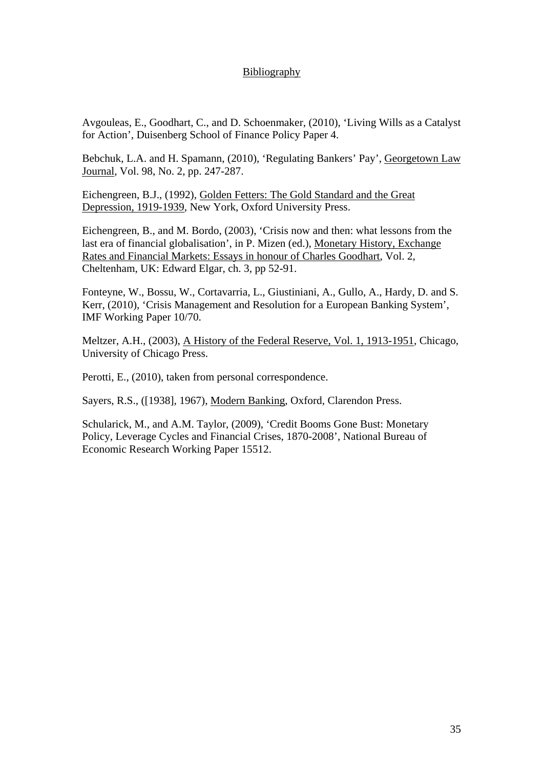## Bibliography

Avgouleas, E., Goodhart, C., and D. Schoenmaker, (2010), 'Living Wills as a Catalyst for Action', Duisenberg School of Finance Policy Paper 4.

Bebchuk, L.A. and H. Spamann, (2010), 'Regulating Bankers' Pay', Georgetown Law Journal, Vol. 98, No. 2, pp. 247-287.

Eichengreen, B.J., (1992), Golden Fetters: The Gold Standard and the Great Depression, 1919-1939, New York, Oxford University Press.

Eichengreen, B., and M. Bordo, (2003), 'Crisis now and then: what lessons from the last era of financial globalisation', in P. Mizen (ed.), Monetary History, Exchange Rates and Financial Markets: Essays in honour of Charles Goodhart, Vol. 2, Cheltenham, UK: Edward Elgar, ch. 3, pp 52-91.

Fonteyne, W., Bossu, W., Cortavarria, L., Giustiniani, A., Gullo, A., Hardy, D. and S. Kerr, (2010), 'Crisis Management and Resolution for a European Banking System', IMF Working Paper 10/70.

Meltzer, A.H., (2003), A History of the Federal Reserve, Vol. 1, 1913-1951, Chicago, University of Chicago Press.

Perotti, E., (2010), taken from personal correspondence.

Sayers, R.S., ([1938], 1967), Modern Banking, Oxford, Clarendon Press.

Schularick, M., and A.M. Taylor, (2009), 'Credit Booms Gone Bust: Monetary Policy, Leverage Cycles and Financial Crises, 1870-2008', National Bureau of Economic Research Working Paper 15512.